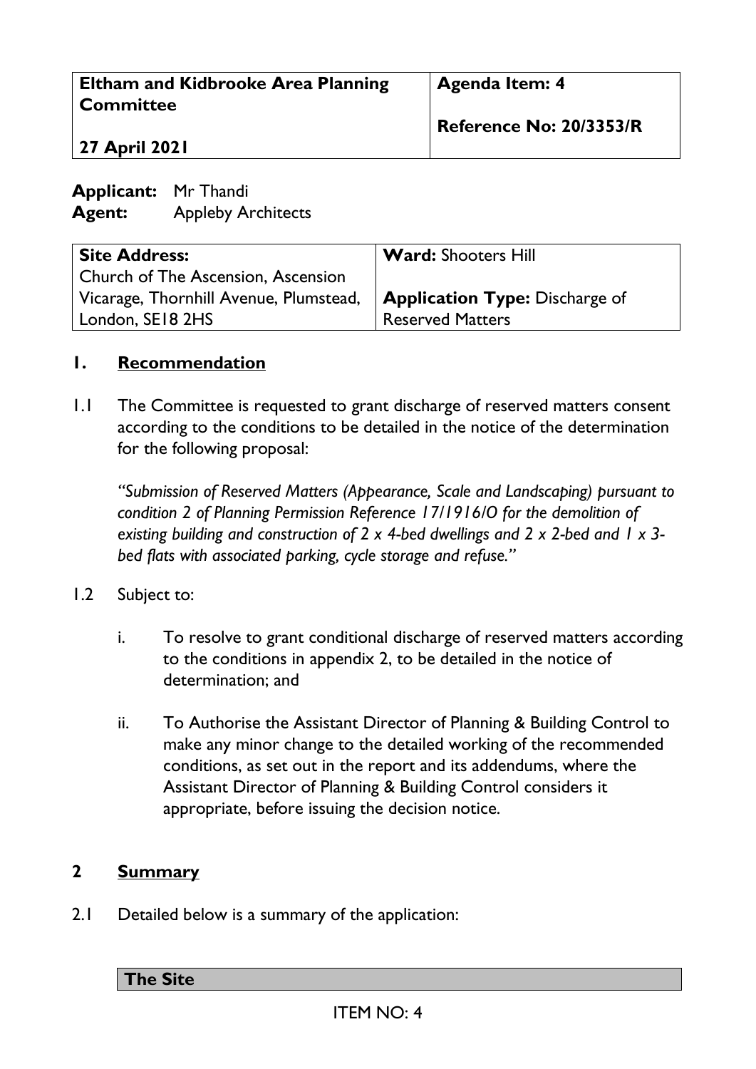| Eltham and Kidbrooke Area Planning Committee<br><br>27 April 2021 | Agenda Item: 4<br><br>Reference No: 20/3353/R |
|---|---|

**Applicant:** Mr Thandi
**Agent:** Appleby Architects

| Site Address: | Ward: Shooters Hill |
|---|---|
| Church of The Ascension, Ascension Vicarage, Thornhill Avenue, Plumstead, London, SE18 2HS | **Application Type:** Discharge of Reserved Matters |

## 1. Recommendation

1.1 The Committee is requested to grant discharge of reserved matters consent according to the conditions to be detailed in the notice of the determination for the following proposal:

*"Submission of Reserved Matters (Appearance, Scale and Landscaping) pursuant to condition 2 of Planning Permission Reference 17/1916/O for the demolition of existing building and construction of 2 x 4-bed dwellings and 2 x 2-bed and 1 x 3-bed flats with associated parking, cycle storage and refuse."*

1.2 Subject to:

i. To resolve to grant conditional discharge of reserved matters according to the conditions in appendix 2, to be detailed in the notice of determination; and

ii. To Authorise the Assistant Director of Planning & Building Control to make any minor change to the detailed working of the recommended conditions, as set out in the report and its addendums, where the Assistant Director of Planning & Building Control considers it appropriate, before issuing the decision notice.

## 2 Summary

2.1 Detailed below is a summary of the application:

| The Site |
|---|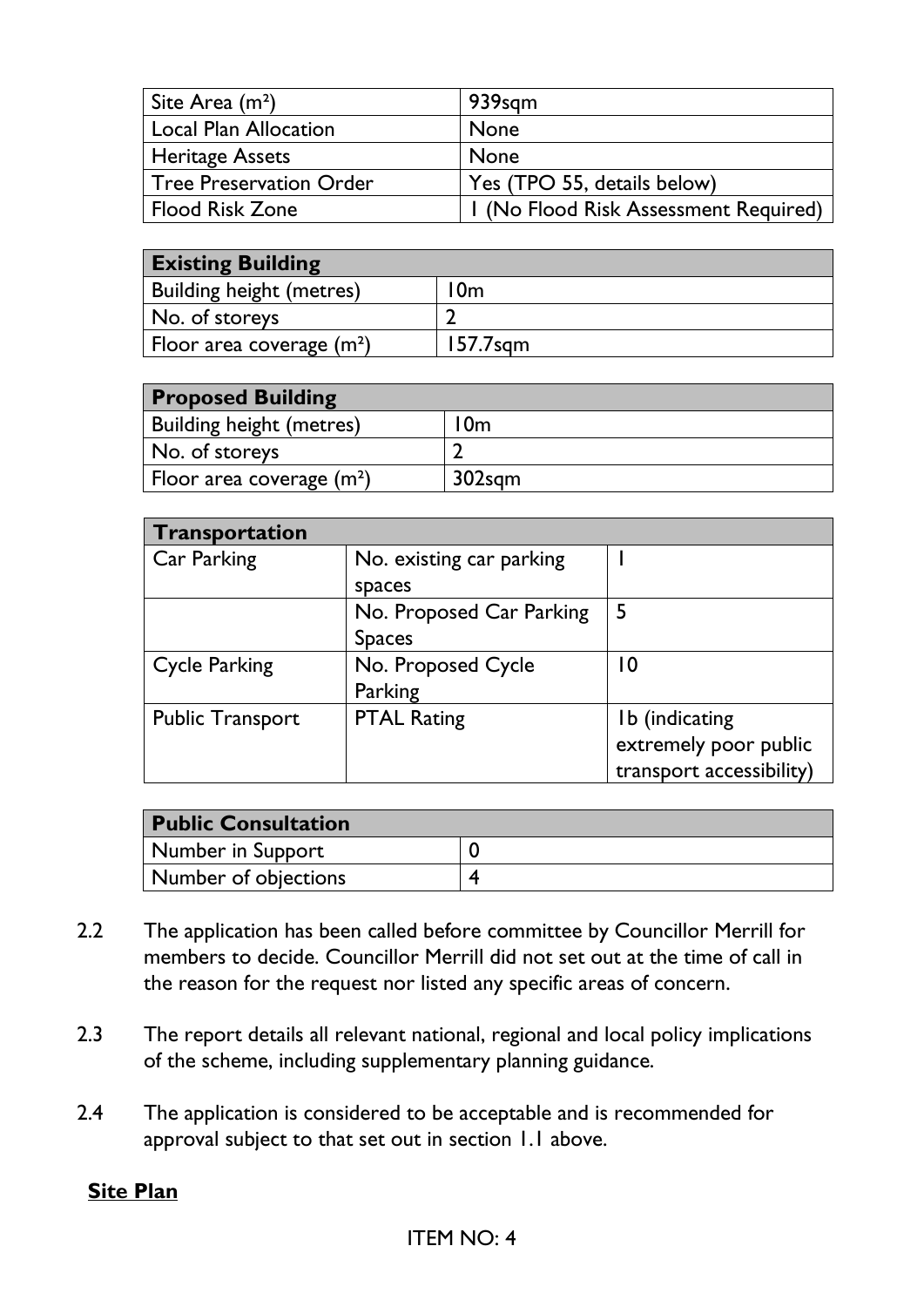| Site Area (m²) | 939sqm |
|---|---|
| Local Plan Allocation | None |
| Heritage Assets | None |
| Tree Preservation Order | Yes (TPO 55, details below) |
| Flood Risk Zone | 1 (No Flood Risk Assessment Required) |

| Existing Building | |
|---|---|
| Building height (metres) | 10m |
| No. of storeys | 2 |
| Floor area coverage (m²) | 157.7sqm |

| Proposed Building | |
|---|---|
| Building height (metres) | 10m |
| No. of storeys | 2 |
| Floor area coverage (m²) | 302sqm |

| Transportation | | |
|---|---|---|
| Car Parking | No. existing car parking spaces | 1 |
| | No. Proposed Car Parking Spaces | 5 |
| Cycle Parking | No. Proposed Cycle Parking | 10 |
| Public Transport | PTAL Rating | 1b (indicating extremely poor public transport accessibility) |

| Public Consultation | |
|---|---|
| Number in Support | 0 |
| Number of objections | 4 |

2.2 The application has been called before committee by Councillor Merrill for members to decide. Councillor Merrill did not set out at the time of call in the reason for the request nor listed any specific areas of concern.

2.3 The report details all relevant national, regional and local policy implications of the scheme, including supplementary planning guidance.

2.4 The application is considered to be acceptable and is recommended for approval subject to that set out in section 1.1 above.

**Site Plan**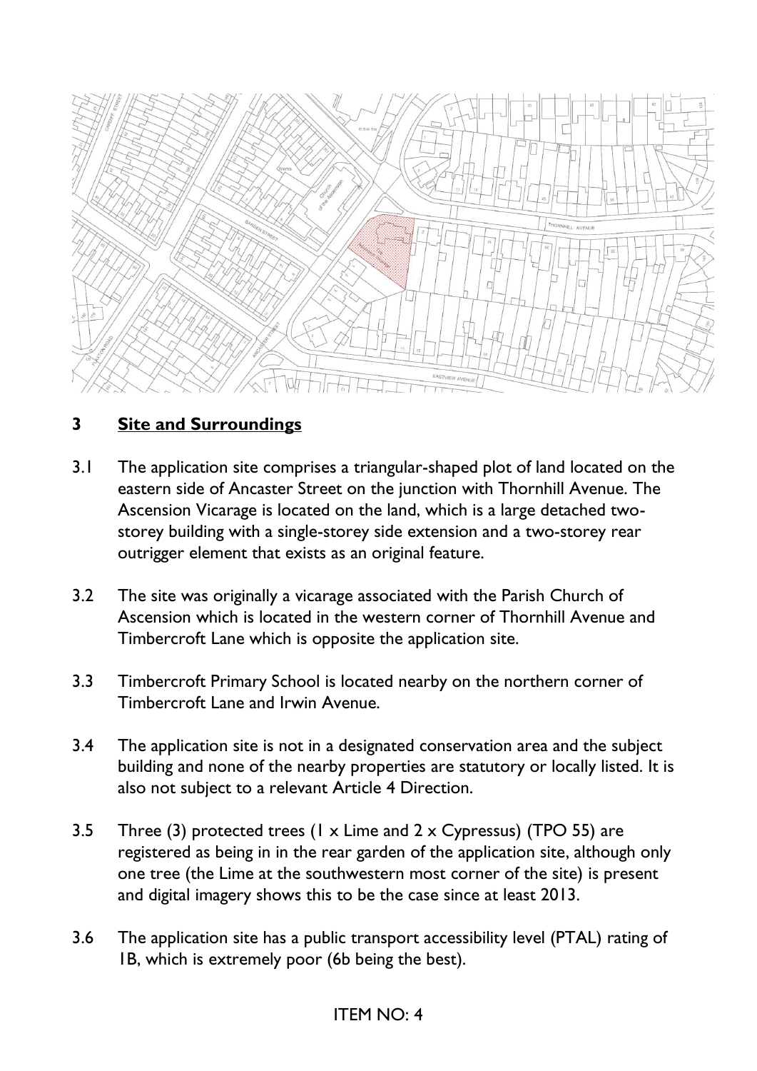## 3 Site and Surroundings

3.1 The application site comprises a triangular-shaped plot of land located on the eastern side of Ancaster Street on the junction with Thornhill Avenue. The Ascension Vicarage is located on the land, which is a large detached two-storey building with a single-storey side extension and a two-storey rear outrigger element that exists as an original feature.

3.2 The site was originally a vicarage associated with the Parish Church of Ascension which is located in the western corner of Thornhill Avenue and Timbercroft Lane which is opposite the application site.

3.3 Timbercroft Primary School is located nearby on the northern corner of Timbercroft Lane and Irwin Avenue.

3.4 The application site is not in a designated conservation area and the subject building and none of the nearby properties are statutory or locally listed. It is also not subject to a relevant Article 4 Direction.

3.5 Three (3) protected trees (1 x Lime and 2 x Cypressus) (TPO 55) are registered as being in in the rear garden of the application site, although only one tree (the Lime at the southwestern most corner of the site) is present and digital imagery shows this to be the case since at least 2013.

3.6 The application site has a public transport accessibility level (PTAL) rating of 1B, which is extremely poor (6b being the best).

ITEM NO: 4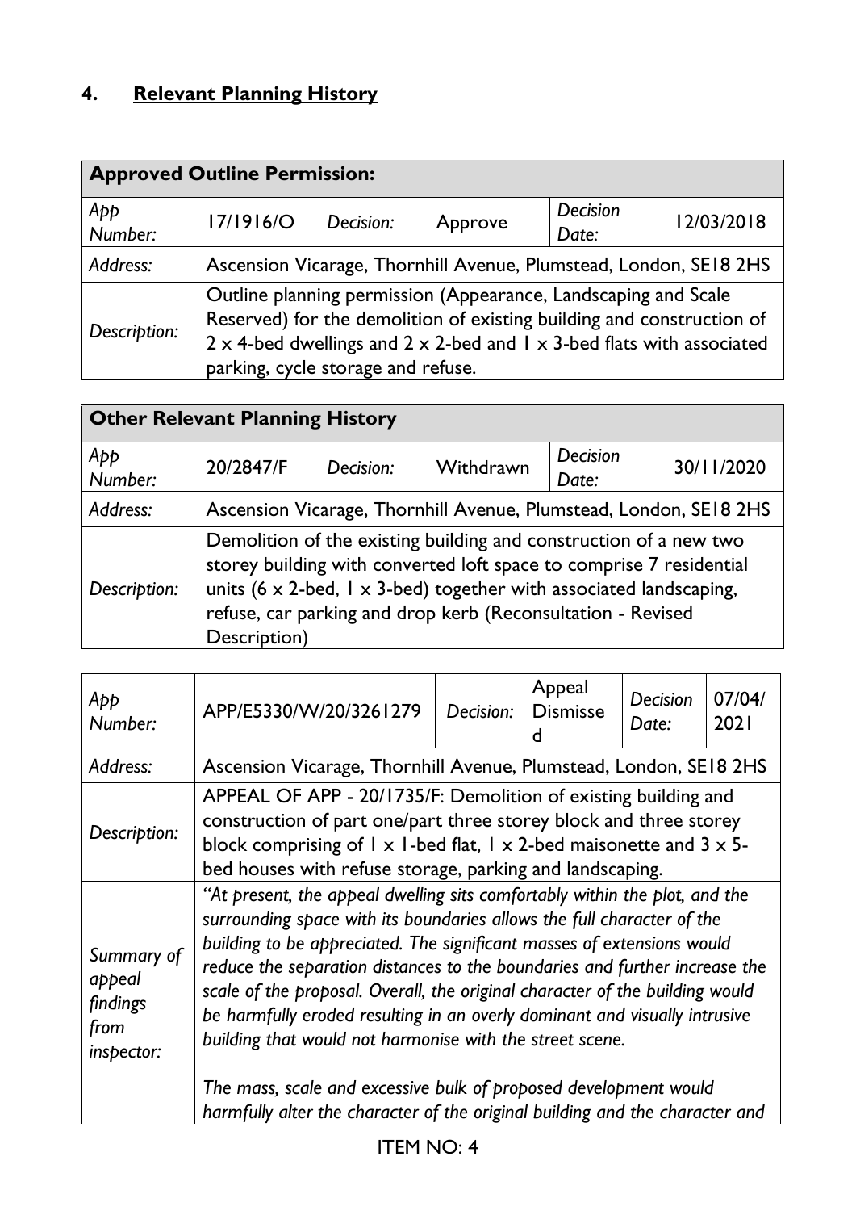## 4. Relevant Planning History

| Approved Outline Permission: | | | | | |
|---|---|---|---|---|---|
| *App Number:* | 17/1916/O | *Decision:* | Approve | *Decision Date:* | 12/03/2018 |
| *Address:* | Ascension Vicarage, Thornhill Avenue, Plumstead, London, SE18 2HS | | | | |
| *Description:* | Outline planning permission (Appearance, Landscaping and Scale Reserved) for the demolition of existing building and construction of 2 x 4-bed dwellings and 2 x 2-bed and 1 x 3-bed flats with associated parking, cycle storage and refuse. | | | | |

| Other Relevant Planning History | | | | | |
|---|---|---|---|---|---|
| *App Number:* | 20/2847/F | *Decision:* | Withdrawn | *Decision Date:* | 30/11/2020 |
| *Address:* | Ascension Vicarage, Thornhill Avenue, Plumstead, London, SE18 2HS | | | | |
| *Description:* | Demolition of the existing building and construction of a new two storey building with converted loft space to comprise 7 residential units (6 x 2-bed, 1 x 3-bed) together with associated landscaping, refuse, car parking and drop kerb (Reconsultation - Revised Description) | | | | |

| *App Number:* | APP/E5330/W/20/3261279 | *Decision:* | Appeal Dismissed | *Decision Date:* | 07/04/2021 |
|---|---|---|---|---|---|
| *Address:* | Ascension Vicarage, Thornhill Avenue, Plumstead, London, SE18 2HS | | | | |
| *Description:* | APPEAL OF APP - 20/1735/F: Demolition of existing building and construction of part one/part three storey block and three storey block comprising of 1 x 1-bed flat, 1 x 2-bed maisonette and 3 x 5-bed houses with refuse storage, parking and landscaping. | | | | |
| *Summary of appeal findings from inspector:* | *"At present, the appeal dwelling sits comfortably within the plot, and the surrounding space with its boundaries allows the full character of the building to be appreciated. The significant masses of extensions would reduce the separation distances to the boundaries and further increase the scale of the proposal. Overall, the original character of the building would be harmfully eroded resulting in an overly dominant and visually intrusive building that would not harmonise with the street scene.* <br><br> *The mass, scale and excessive bulk of proposed development would harmfully alter the character of the original building and the character and* | | | | |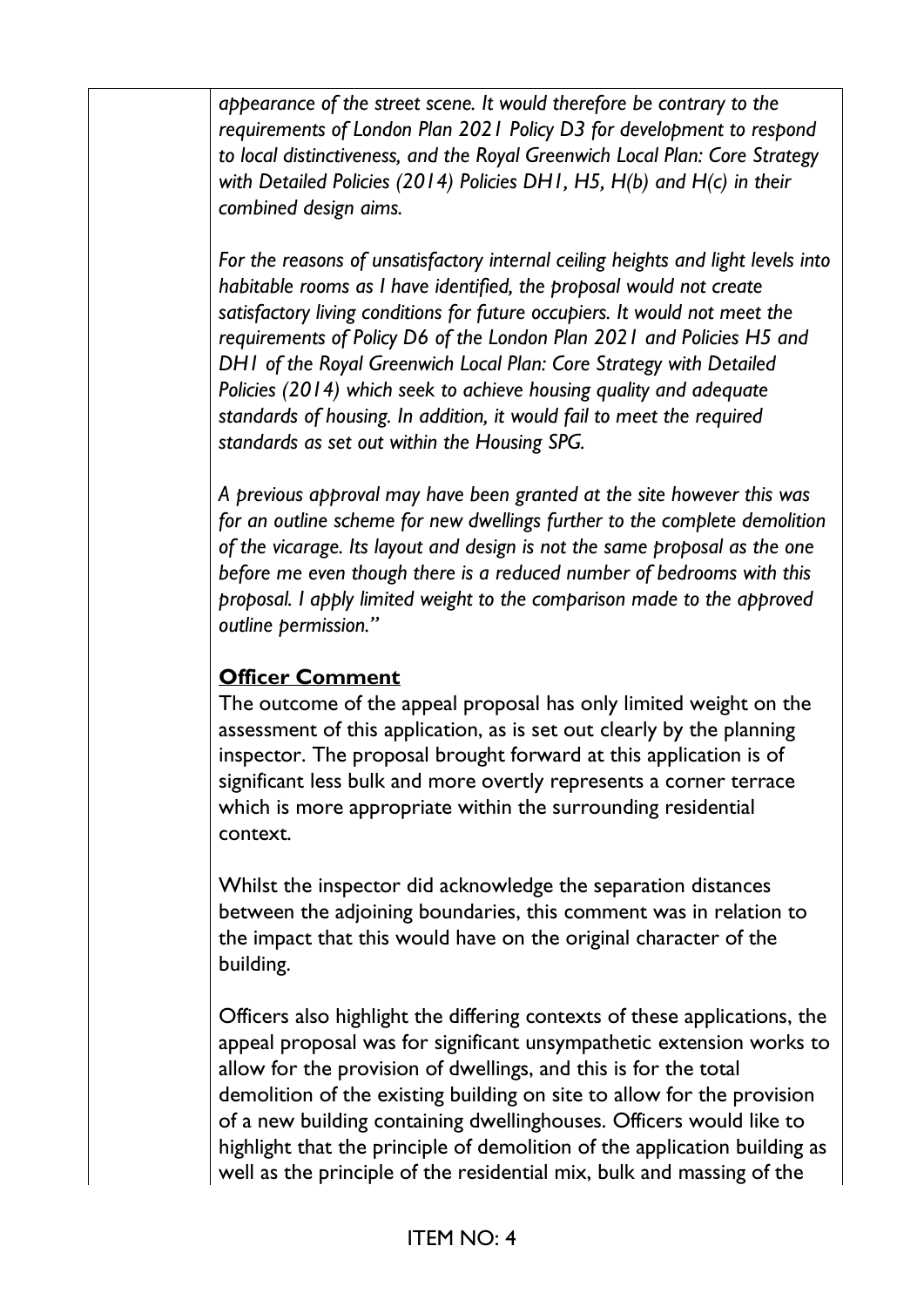*appearance of the street scene. It would therefore be contrary to the requirements of London Plan 2021 Policy D3 for development to respond to local distinctiveness, and the Royal Greenwich Local Plan: Core Strategy with Detailed Policies (2014) Policies DH1, H5, H(b) and H(c) in their combined design aims.*

*For the reasons of unsatisfactory internal ceiling heights and light levels into habitable rooms as I have identified, the proposal would not create satisfactory living conditions for future occupiers. It would not meet the requirements of Policy D6 of the London Plan 2021 and Policies H5 and DH1 of the Royal Greenwich Local Plan: Core Strategy with Detailed Policies (2014) which seek to achieve housing quality and adequate standards of housing. In addition, it would fail to meet the required standards as set out within the Housing SPG.*

*A previous approval may have been granted at the site however this was for an outline scheme for new dwellings further to the complete demolition of the vicarage. Its layout and design is not the same proposal as the one before me even though there is a reduced number of bedrooms with this proposal. I apply limited weight to the comparison made to the approved outline permission."*

**Officer Comment**

The outcome of the appeal proposal has only limited weight on the assessment of this application, as is set out clearly by the planning inspector. The proposal brought forward at this application is of significant less bulk and more overtly represents a corner terrace which is more appropriate within the surrounding residential context.

Whilst the inspector did acknowledge the separation distances between the adjoining boundaries, this comment was in relation to the impact that this would have on the original character of the building.

Officers also highlight the differing contexts of these applications, the appeal proposal was for significant unsympathetic extension works to allow for the provision of dwellings, and this is for the total demolition of the existing building on site to allow for the provision of a new building containing dwellinghouses. Officers would like to highlight that the principle of demolition of the application building as well as the principle of the residential mix, bulk and massing of the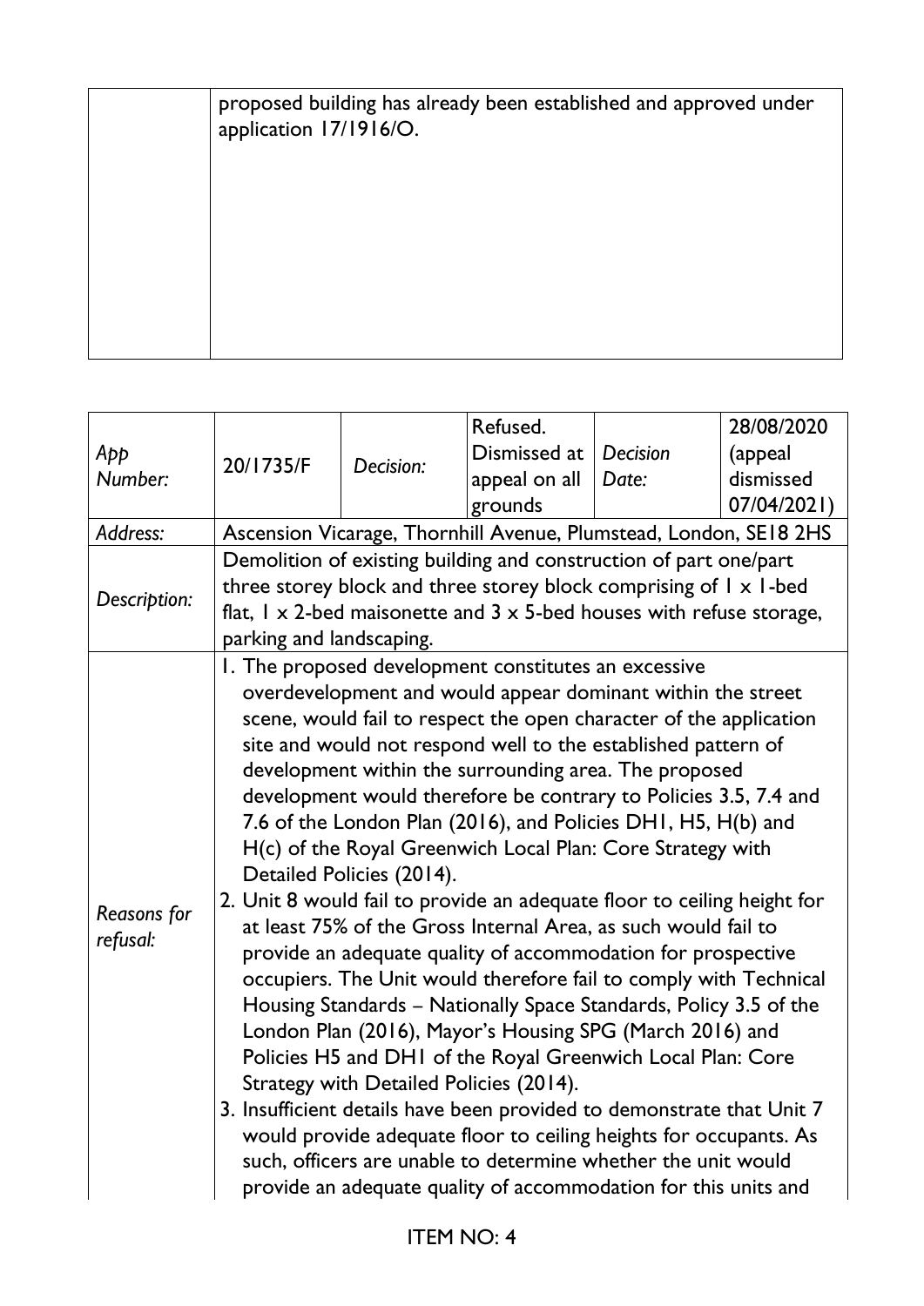| | |
|---|---|
| | proposed building has already been established and approved under application 17/1916/O. |

| *App Number:* | 20/1735/F | *Decision:* | Refused. Dismissed at appeal on all grounds | *Decision Date:* | 28/08/2020 (appeal dismissed 07/04/2021) |
|---|---|---|---|---|---|
| *Address:* | Ascension Vicarage, Thornhill Avenue, Plumstead, London, SE18 2HS | | | | |
| *Description:* | Demolition of existing building and construction of part one/part three storey block and three storey block comprising of 1 x 1-bed flat, 1 x 2-bed maisonette and 3 x 5-bed houses with refuse storage, parking and landscaping. | | | | |
| *Reasons for refusal:* | 1. The proposed development constitutes an excessive overdevelopment and would appear dominant within the street scene, would fail to respect the open character of the application site and would not respond well to the established pattern of development within the surrounding area. The proposed development would therefore be contrary to Policies 3.5, 7.4 and 7.6 of the London Plan (2016), and Policies DH1, H5, H(b) and H(c) of the Royal Greenwich Local Plan: Core Strategy with Detailed Policies (2014).<br>2. Unit 8 would fail to provide an adequate floor to ceiling height for at least 75% of the Gross Internal Area, as such would fail to provide an adequate quality of accommodation for prospective occupiers. The Unit would therefore fail to comply with Technical Housing Standards – Nationally Space Standards, Policy 3.5 of the London Plan (2016), Mayor's Housing SPG (March 2016) and Policies H5 and DH1 of the Royal Greenwich Local Plan: Core Strategy with Detailed Policies (2014).<br>3. Insufficient details have been provided to demonstrate that Unit 7 would provide adequate floor to ceiling heights for occupants. As such, officers are unable to determine whether the unit would provide an adequate quality of accommodation for this units and | | | | |

ITEM NO: 4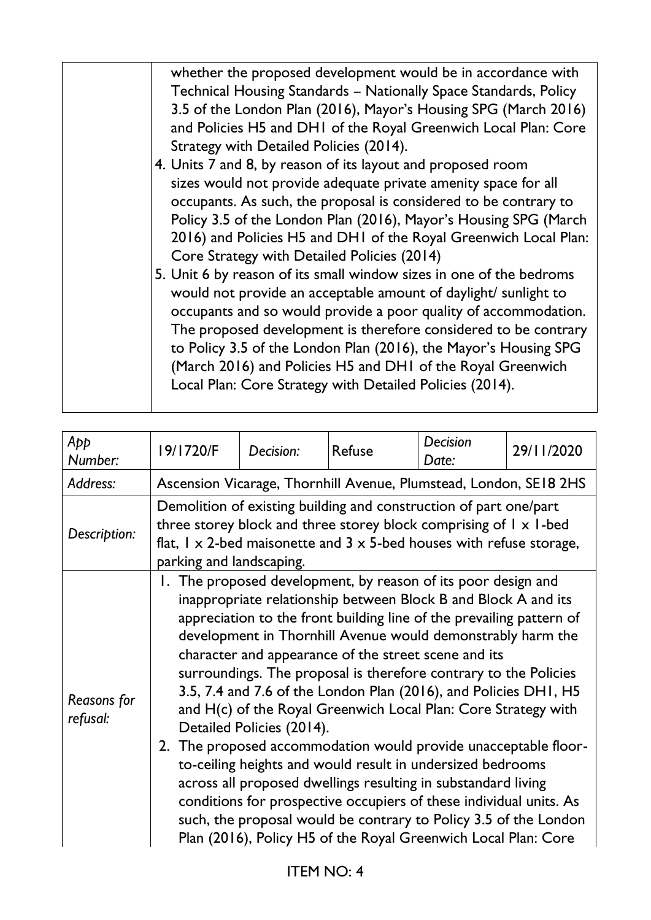| | |
|---|---|
| | whether the proposed development would be in accordance with Technical Housing Standards – Nationally Space Standards, Policy 3.5 of the London Plan (2016), Mayor's Housing SPG (March 2016) and Policies H5 and DH1 of the Royal Greenwich Local Plan: Core Strategy with Detailed Policies (2014).<br>4. Units 7 and 8, by reason of its layout and proposed room sizes would not provide adequate private amenity space for all occupants. As such, the proposal is considered to be contrary to Policy 3.5 of the London Plan (2016), Mayor's Housing SPG (March 2016) and Policies H5 and DH1 of the Royal Greenwich Local Plan: Core Strategy with Detailed Policies (2014)<br>5. Unit 6 by reason of its small window sizes in one of the bedroms would not provide an acceptable amount of daylight/ sunlight to occupants and so would provide a poor quality of accommodation. The proposed development is therefore considered to be contrary to Policy 3.5 of the London Plan (2016), the Mayor's Housing SPG (March 2016) and Policies H5 and DH1 of the Royal Greenwich Local Plan: Core Strategy with Detailed Policies (2014). |

| *App Number:* | 19/1720/F | *Decision:* | Refuse | *Decision Date:* | 29/11/2020 |
|---|---|---|---|---|---|
| *Address:* | Ascension Vicarage, Thornhill Avenue, Plumstead, London, SE18 2HS | | | | |
| *Description:* | Demolition of existing building and construction of part one/part three storey block and three storey block comprising of 1 x 1-bed flat, 1 x 2-bed maisonette and 3 x 5-bed houses with refuse storage, parking and landscaping. | | | | |
| *Reasons for refusal:* | 1. The proposed development, by reason of its poor design and inappropriate relationship between Block B and Block A and its appreciation to the front building line of the prevailing pattern of development in Thornhill Avenue would demonstrably harm the character and appearance of the street scene and its surroundings. The proposal is therefore contrary to the Policies 3.5, 7.4 and 7.6 of the London Plan (2016), and Policies DH1, H5 and H(c) of the Royal Greenwich Local Plan: Core Strategy with Detailed Policies (2014).<br>2. The proposed accommodation would provide unacceptable floor-to-ceiling heights and would result in undersized bedrooms across all proposed dwellings resulting in substandard living conditions for prospective occupiers of these individual units. As such, the proposal would be contrary to Policy 3.5 of the London Plan (2016), Policy H5 of the Royal Greenwich Local Plan: Core | | | | |

ITEM NO: 4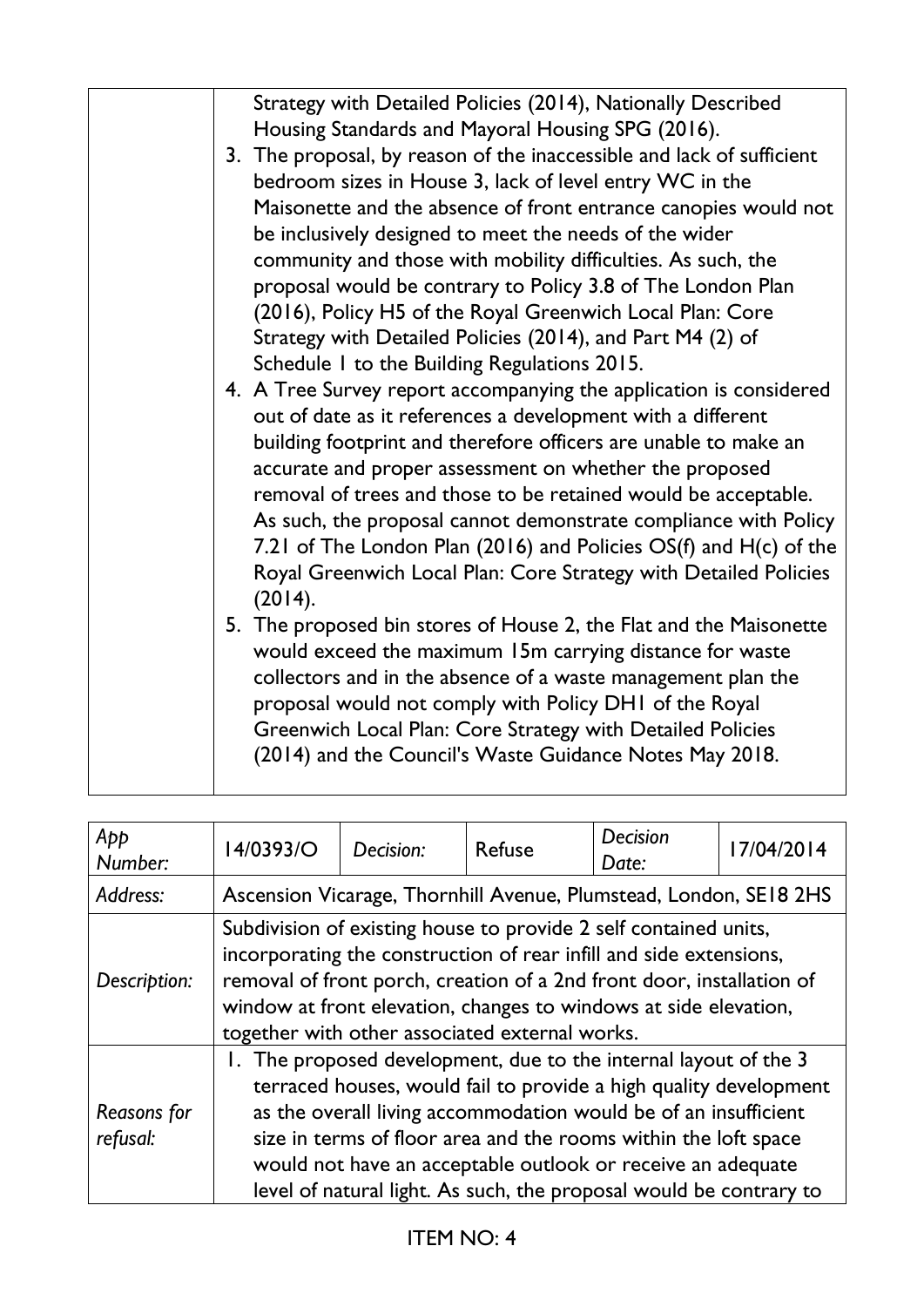| | |
|---|---|
| | Strategy with Detailed Policies (2014), Nationally Described Housing Standards and Mayoral Housing SPG (2016).<br>3. The proposal, by reason of the inaccessible and lack of sufficient bedroom sizes in House 3, lack of level entry WC in the Maisonette and the absence of front entrance canopies would not be inclusively designed to meet the needs of the wider community and those with mobility difficulties. As such, the proposal would be contrary to Policy 3.8 of The London Plan (2016), Policy H5 of the Royal Greenwich Local Plan: Core Strategy with Detailed Policies (2014), and Part M4 (2) of Schedule 1 to the Building Regulations 2015.<br>4. A Tree Survey report accompanying the application is considered out of date as it references a development with a different building footprint and therefore officers are unable to make an accurate and proper assessment on whether the proposed removal of trees and those to be retained would be acceptable. As such, the proposal cannot demonstrate compliance with Policy 7.21 of The London Plan (2016) and Policies OS(f) and H(c) of the Royal Greenwich Local Plan: Core Strategy with Detailed Policies (2014).<br>5. The proposed bin stores of House 2, the Flat and the Maisonette would exceed the maximum 15m carrying distance for waste collectors and in the absence of a waste management plan the proposal would not comply with Policy DH1 of the Royal Greenwich Local Plan: Core Strategy with Detailed Policies (2014) and the Council's Waste Guidance Notes May 2018. |

| *App Number:* | 14/0393/O | *Decision:* | Refuse | *Decision Date:* | 17/04/2014 |
|---|---|---|---|---|---|
| *Address:* | Ascension Vicarage, Thornhill Avenue, Plumstead, London, SE18 2HS | | | | |
| *Description:* | Subdivision of existing house to provide 2 self contained units, incorporating the construction of rear infill and side extensions, removal of front porch, creation of a 2nd front door, installation of window at front elevation, changes to windows at side elevation, together with other associated external works. | | | | |
| *Reasons for refusal:* | 1. The proposed development, due to the internal layout of the 3 terraced houses, would fail to provide a high quality development as the overall living accommodation would be of an insufficient size in terms of floor area and the rooms within the loft space would not have an acceptable outlook or receive an adequate level of natural light. As such, the proposal would be contrary to | | | | |

ITEM NO: 4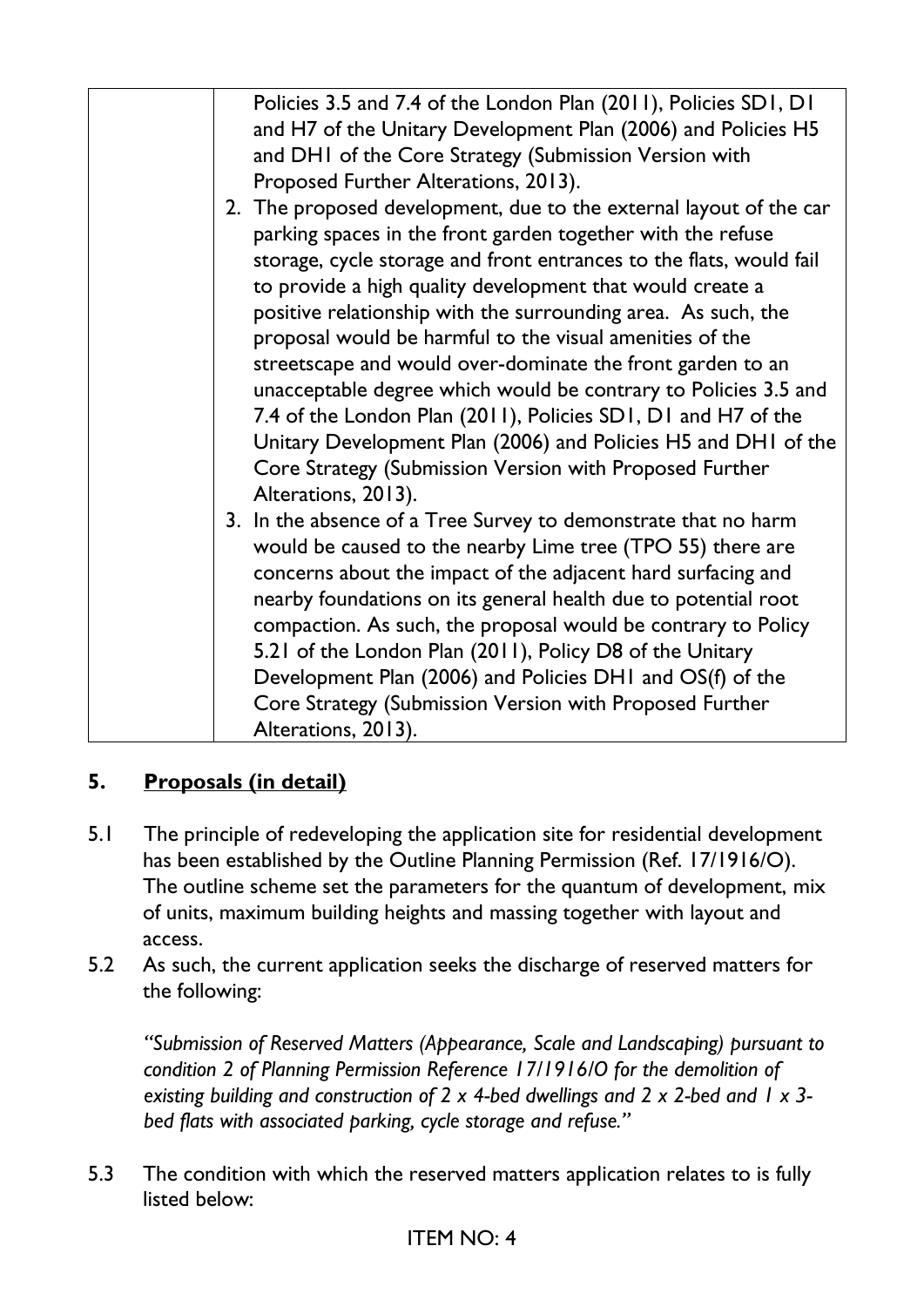| | Policies 3.5 and 7.4 of the London Plan (2011), Policies SD1, D1 and H7 of the Unitary Development Plan (2006) and Policies H5 and DH1 of the Core Strategy (Submission Version with Proposed Further Alterations, 2013).<br>2. The proposed development, due to the external layout of the car parking spaces in the front garden together with the refuse storage, cycle storage and front entrances to the flats, would fail to provide a high quality development that would create a positive relationship with the surrounding area. As such, the proposal would be harmful to the visual amenities of the streetscape and would over-dominate the front garden to an unacceptable degree which would be contrary to Policies 3.5 and 7.4 of the London Plan (2011), Policies SD1, D1 and H7 of the Unitary Development Plan (2006) and Policies H5 and DH1 of the Core Strategy (Submission Version with Proposed Further Alterations, 2013).<br>3. In the absence of a Tree Survey to demonstrate that no harm would be caused to the nearby Lime tree (TPO 55) there are concerns about the impact of the adjacent hard surfacing and nearby foundations on its general health due to potential root compaction. As such, the proposal would be contrary to Policy 5.21 of the London Plan (2011), Policy D8 of the Unitary Development Plan (2006) and Policies DH1 and OS(f) of the Core Strategy (Submission Version with Proposed Further Alterations, 2013). |
|---|---|

## 5. **Proposals (in detail)**

5.1 The principle of redeveloping the application site for residential development has been established by the Outline Planning Permission (Ref. 17/1916/O). The outline scheme set the parameters for the quantum of development, mix of units, maximum building heights and massing together with layout and access.

5.2 As such, the current application seeks the discharge of reserved matters for the following:

*"Submission of Reserved Matters (Appearance, Scale and Landscaping) pursuant to condition 2 of Planning Permission Reference 17/1916/O for the demolition of existing building and construction of 2 x 4-bed dwellings and 2 x 2-bed and 1 x 3-bed flats with associated parking, cycle storage and refuse."*

5.3 The condition with which the reserved matters application relates to is fully listed below: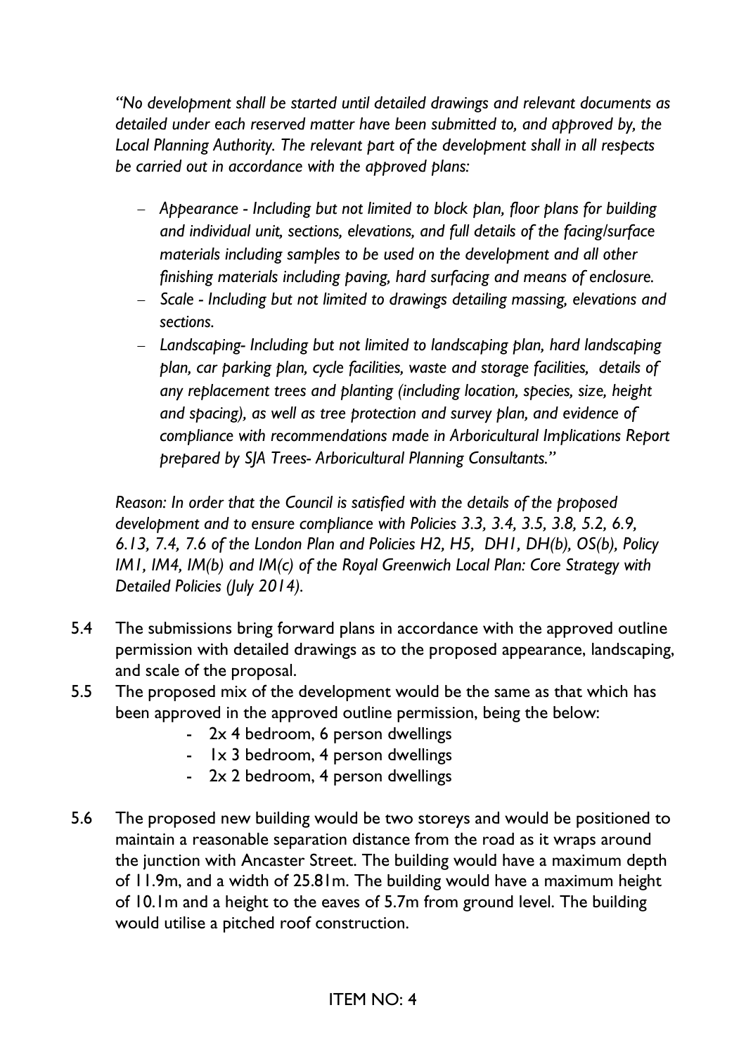*"No development shall be started until detailed drawings and relevant documents as detailed under each reserved matter have been submitted to, and approved by, the Local Planning Authority. The relevant part of the development shall in all respects be carried out in accordance with the approved plans:*

- *Appearance - Including but not limited to block plan, floor plans for building and individual unit, sections, elevations, and full details of the facing/surface materials including samples to be used on the development and all other finishing materials including paving, hard surfacing and means of enclosure.*
- *Scale - Including but not limited to drawings detailing massing, elevations and sections.*
- *Landscaping- Including but not limited to landscaping plan, hard landscaping plan, car parking plan, cycle facilities, waste and storage facilities, details of any replacement trees and planting (including location, species, size, height and spacing), as well as tree protection and survey plan, and evidence of compliance with recommendations made in Arboricultural Implications Report prepared by SJA Trees- Arboricultural Planning Consultants."*

*Reason: In order that the Council is satisfied with the details of the proposed development and to ensure compliance with Policies 3.3, 3.4, 3.5, 3.8, 5.2, 6.9, 6.13, 7.4, 7.6 of the London Plan and Policies H2, H5, DH1, DH(b), OS(b), Policy IM1, IM4, IM(b) and IM(c) of the Royal Greenwich Local Plan: Core Strategy with Detailed Policies (July 2014).*

5.4 The submissions bring forward plans in accordance with the approved outline permission with detailed drawings as to the proposed appearance, landscaping, and scale of the proposal.

5.5 The proposed mix of the development would be the same as that which has been approved in the approved outline permission, being the below:
- 2x 4 bedroom, 6 person dwellings
- 1x 3 bedroom, 4 person dwellings
- 2x 2 bedroom, 4 person dwellings

5.6 The proposed new building would be two storeys and would be positioned to maintain a reasonable separation distance from the road as it wraps around the junction with Ancaster Street. The building would have a maximum depth of 11.9m, and a width of 25.81m. The building would have a maximum height of 10.1m and a height to the eaves of 5.7m from ground level. The building would utilise a pitched roof construction.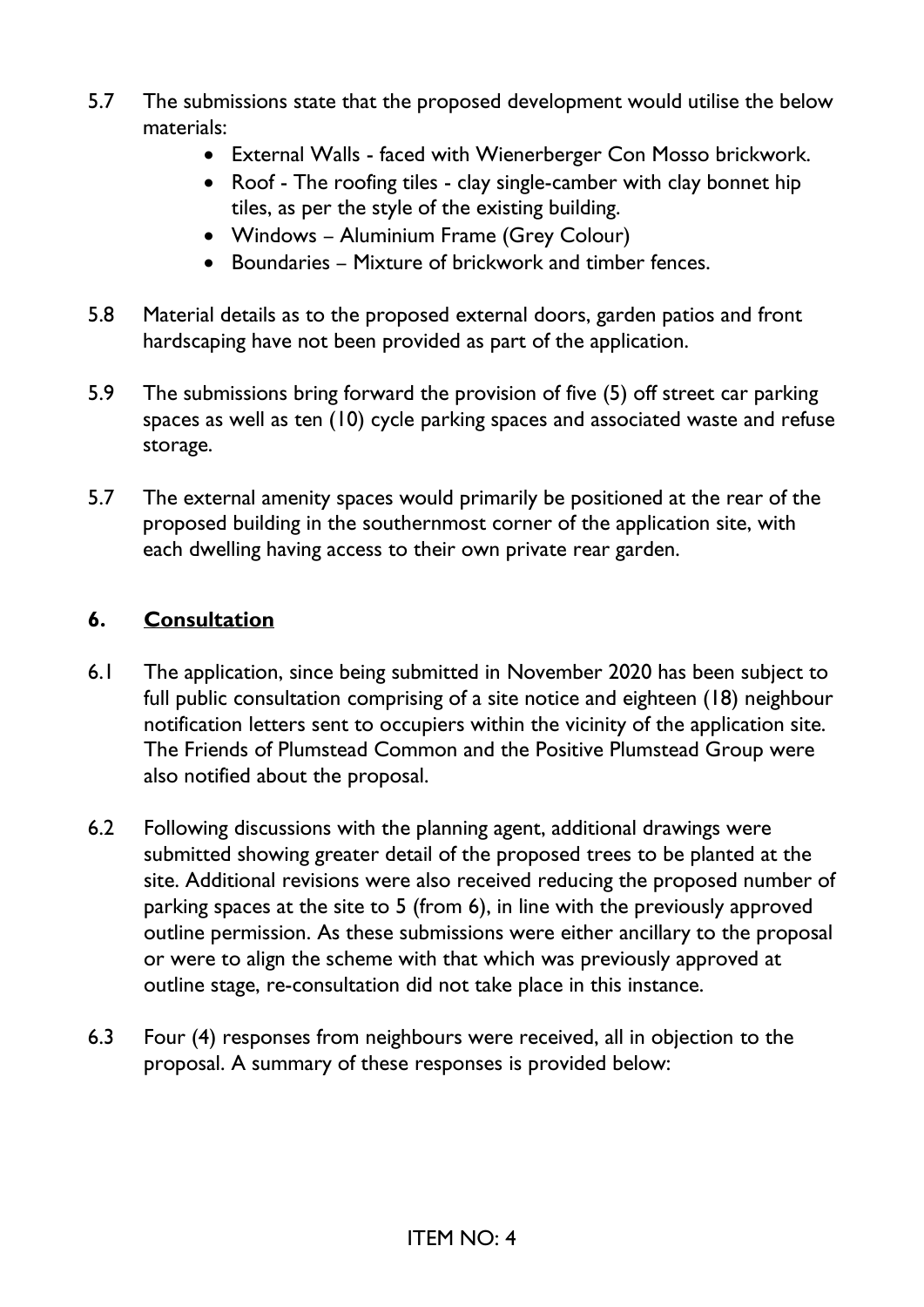5.7 The submissions state that the proposed development would utilise the below materials:

- External Walls - faced with Wienerberger Con Mosso brickwork.
- Roof - The roofing tiles - clay single-camber with clay bonnet hip tiles, as per the style of the existing building.
- Windows – Aluminium Frame (Grey Colour)
- Boundaries – Mixture of brickwork and timber fences.

5.8 Material details as to the proposed external doors, garden patios and front hardscaping have not been provided as part of the application.

5.9 The submissions bring forward the provision of five (5) off street car parking spaces as well as ten (10) cycle parking spaces and associated waste and refuse storage.

5.7 The external amenity spaces would primarily be positioned at the rear of the proposed building in the southernmost corner of the application site, with each dwelling having access to their own private rear garden.

## 6. Consultation

6.1 The application, since being submitted in November 2020 has been subject to full public consultation comprising of a site notice and eighteen (18) neighbour notification letters sent to occupiers within the vicinity of the application site. The Friends of Plumstead Common and the Positive Plumstead Group were also notified about the proposal.

6.2 Following discussions with the planning agent, additional drawings were submitted showing greater detail of the proposed trees to be planted at the site. Additional revisions were also received reducing the proposed number of parking spaces at the site to 5 (from 6), in line with the previously approved outline permission. As these submissions were either ancillary to the proposal or were to align the scheme with that which was previously approved at outline stage, re-consultation did not take place in this instance.

6.3 Four (4) responses from neighbours were received, all in objection to the proposal. A summary of these responses is provided below: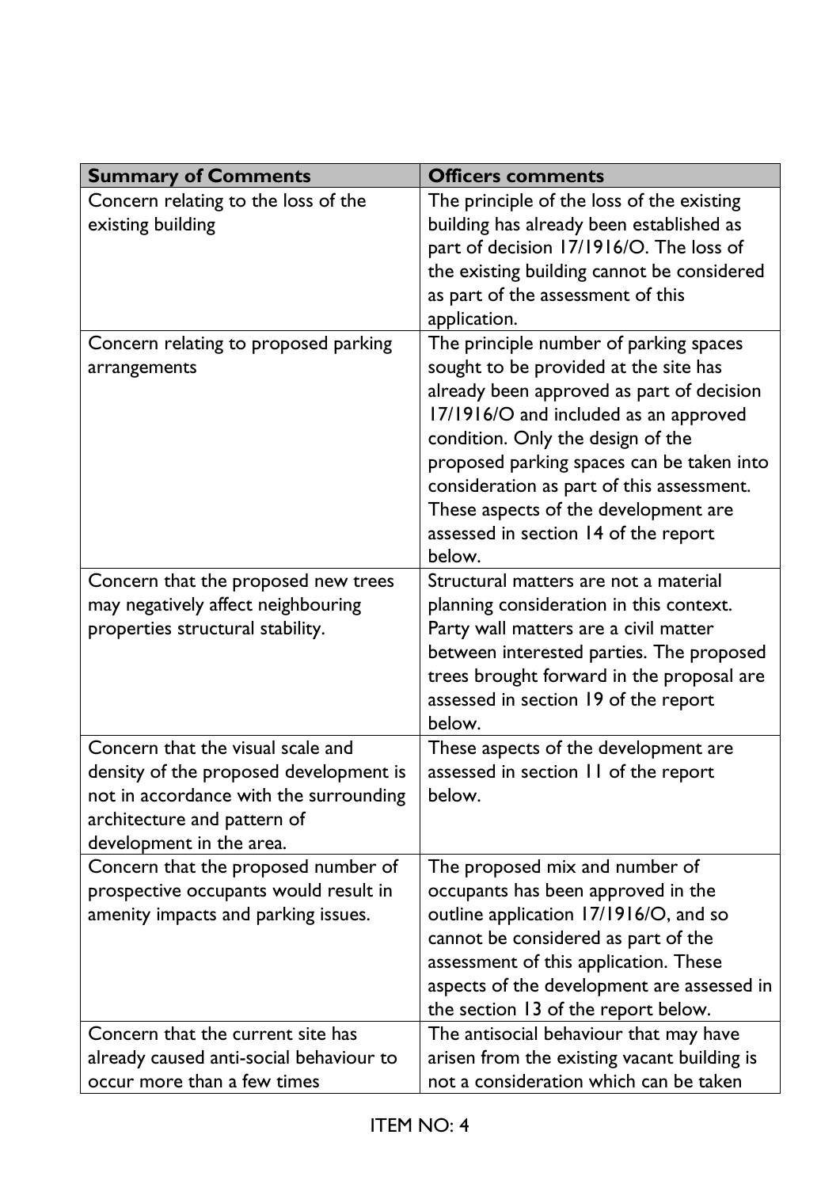| Summary of Comments | Officers comments |
| --- | --- |
| Concern relating to the loss of the existing building | The principle of the loss of the existing building has already been established as part of decision 17/1916/O. The loss of the existing building cannot be considered as part of the assessment of this application. |
| Concern relating to proposed parking arrangements | The principle number of parking spaces sought to be provided at the site has already been approved as part of decision 17/1916/O and included as an approved condition. Only the design of the proposed parking spaces can be taken into consideration as part of this assessment. These aspects of the development are assessed in section 14 of the report below. |
| Concern that the proposed new trees may negatively affect neighbouring properties structural stability. | Structural matters are not a material planning consideration in this context. Party wall matters are a civil matter between interested parties. The proposed trees brought forward in the proposal are assessed in section 19 of the report below. |
| Concern that the visual scale and density of the proposed development is not in accordance with the surrounding architecture and pattern of development in the area. | These aspects of the development are assessed in section 11 of the report below. |
| Concern that the proposed number of prospective occupants would result in amenity impacts and parking issues. | The proposed mix and number of occupants has been approved in the outline application 17/1916/O, and so cannot be considered as part of the assessment of this application. These aspects of the development are assessed in the section 13 of the report below. |
| Concern that the current site has already caused anti-social behaviour to occur more than a few times | The antisocial behaviour that may have arisen from the existing vacant building is not a consideration which can be taken |

ITEM NO: 4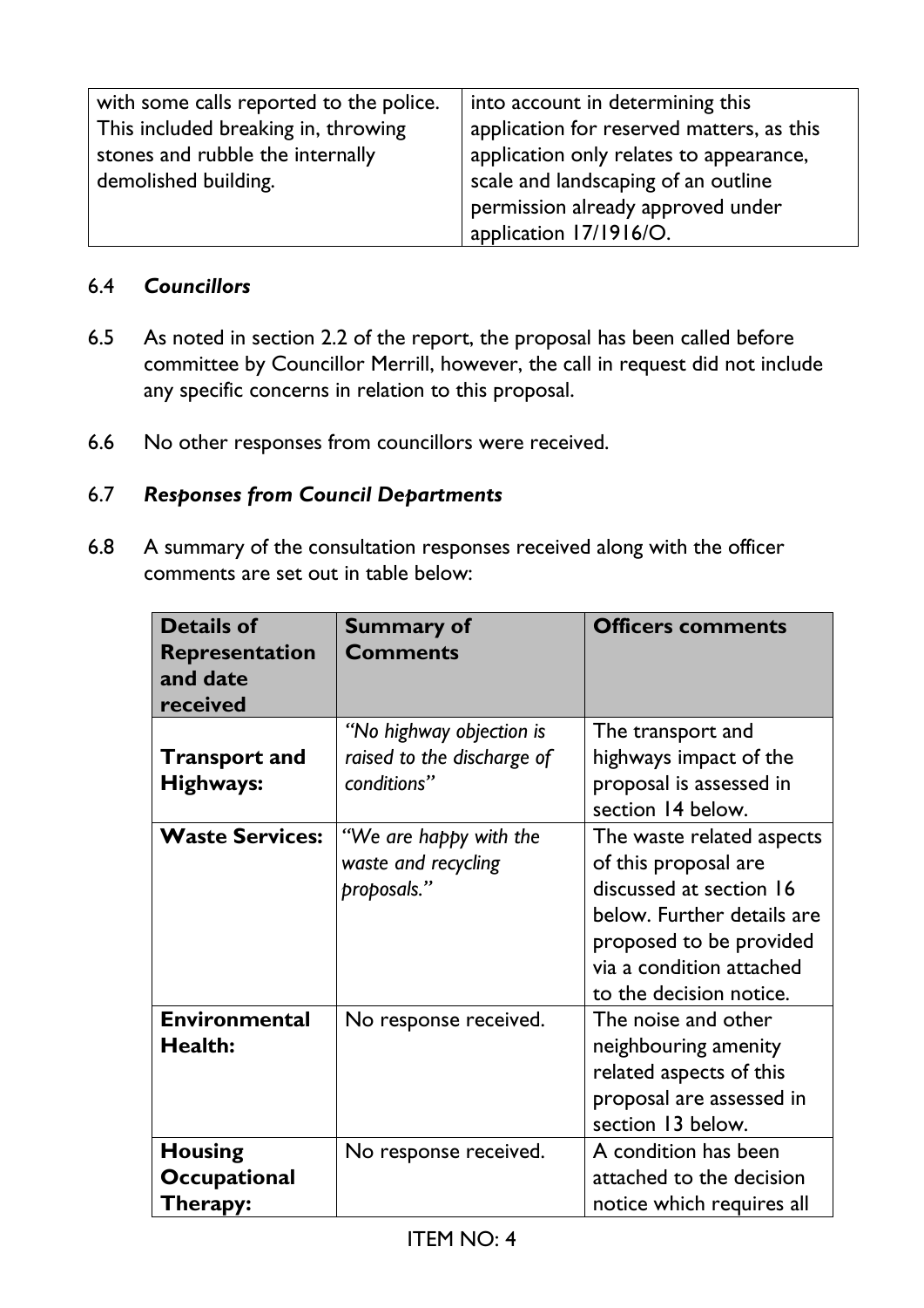| | |
|---|---|
| with some calls reported to the police. This included breaking in, throwing stones and rubble the internally demolished building. | into account in determining this application for reserved matters, as this application only relates to appearance, scale and landscaping of an outline permission already approved under application 17/1916/O. |

6.4 ***Councillors***

6.5 As noted in section 2.2 of the report, the proposal has been called before committee by Councillor Merrill, however, the call in request did not include any specific concerns in relation to this proposal.

6.6 No other responses from councillors were received.

6.7 ***Responses from Council Departments***

6.8 A summary of the consultation responses received along with the officer comments are set out in table below:

| Details of Representation and date received | Summary of Comments | Officers comments |
|---|---|---|
| **Transport and Highways:** | *"No highway objection is raised to the discharge of conditions"* | The transport and highways impact of the proposal is assessed in section 14 below. |
| **Waste Services:** | *"We are happy with the waste and recycling proposals."* | The waste related aspects of this proposal are discussed at section 16 below. Further details are proposed to be provided via a condition attached to the decision notice. |
| **Environmental Health:** | No response received. | The noise and other neighbouring amenity related aspects of this proposal are assessed in section 13 below. |
| **Housing Occupational Therapy:** | No response received. | A condition has been attached to the decision notice which requires all |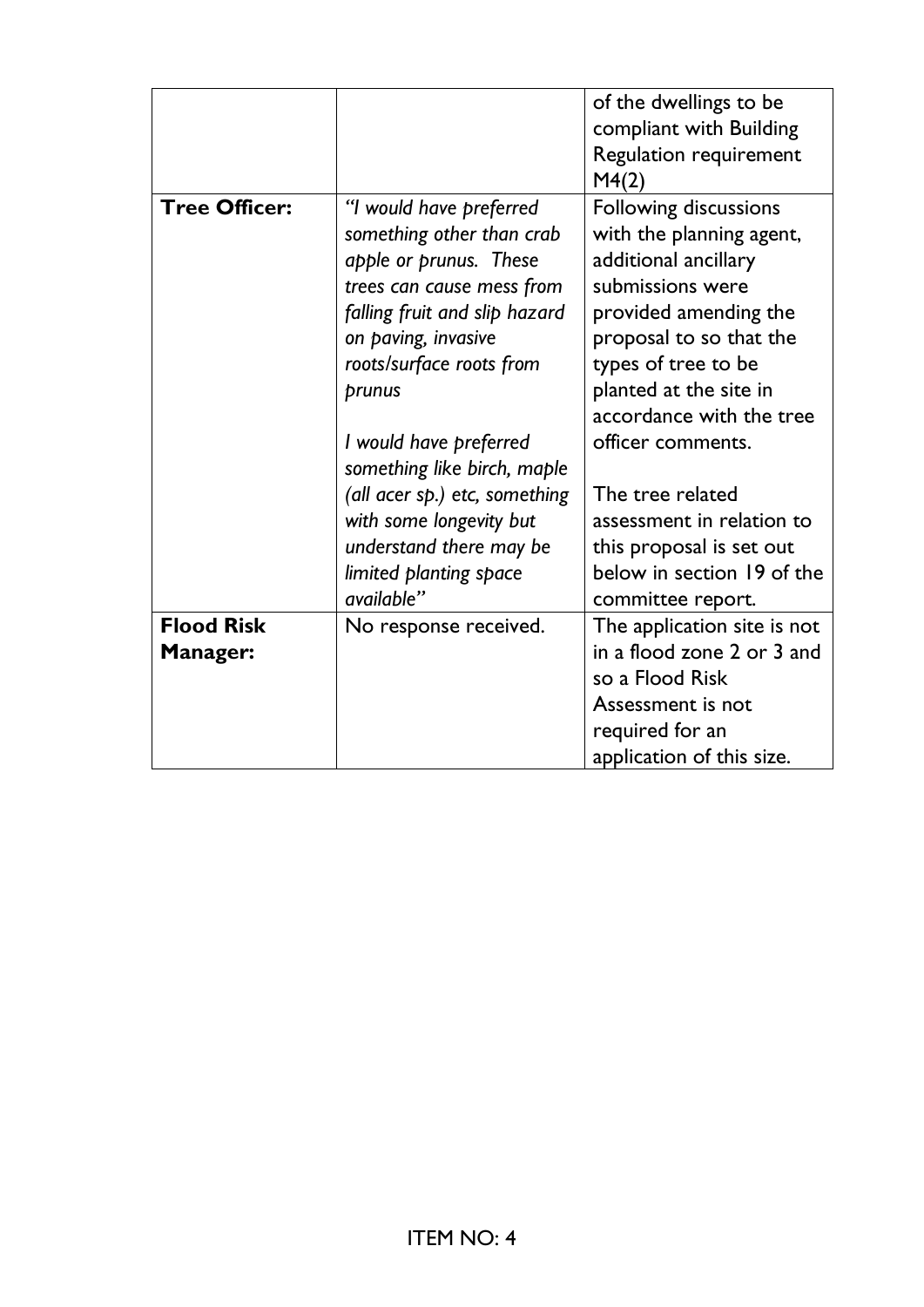| | | |
|---|---|---|
| | | of the dwellings to be compliant with Building Regulation requirement M4(2) |
| **Tree Officer:** | *"I would have preferred something other than crab apple or prunus. These trees can cause mess from falling fruit and slip hazard on paving, invasive roots/surface roots from prunus*<br><br>*I would have preferred something like birch, maple (all acer sp.) etc, something with some longevity but understand there may be limited planting space available"* | Following discussions with the planning agent, additional ancillary submissions were provided amending the proposal to so that the types of tree to be planted at the site in accordance with the tree officer comments.<br><br>The tree related assessment in relation to this proposal is set out below in section 19 of the committee report. |
| **Flood Risk Manager:** | No response received. | The application site is not in a flood zone 2 or 3 and so a Flood Risk Assessment is not required for an application of this size. |

ITEM NO: 4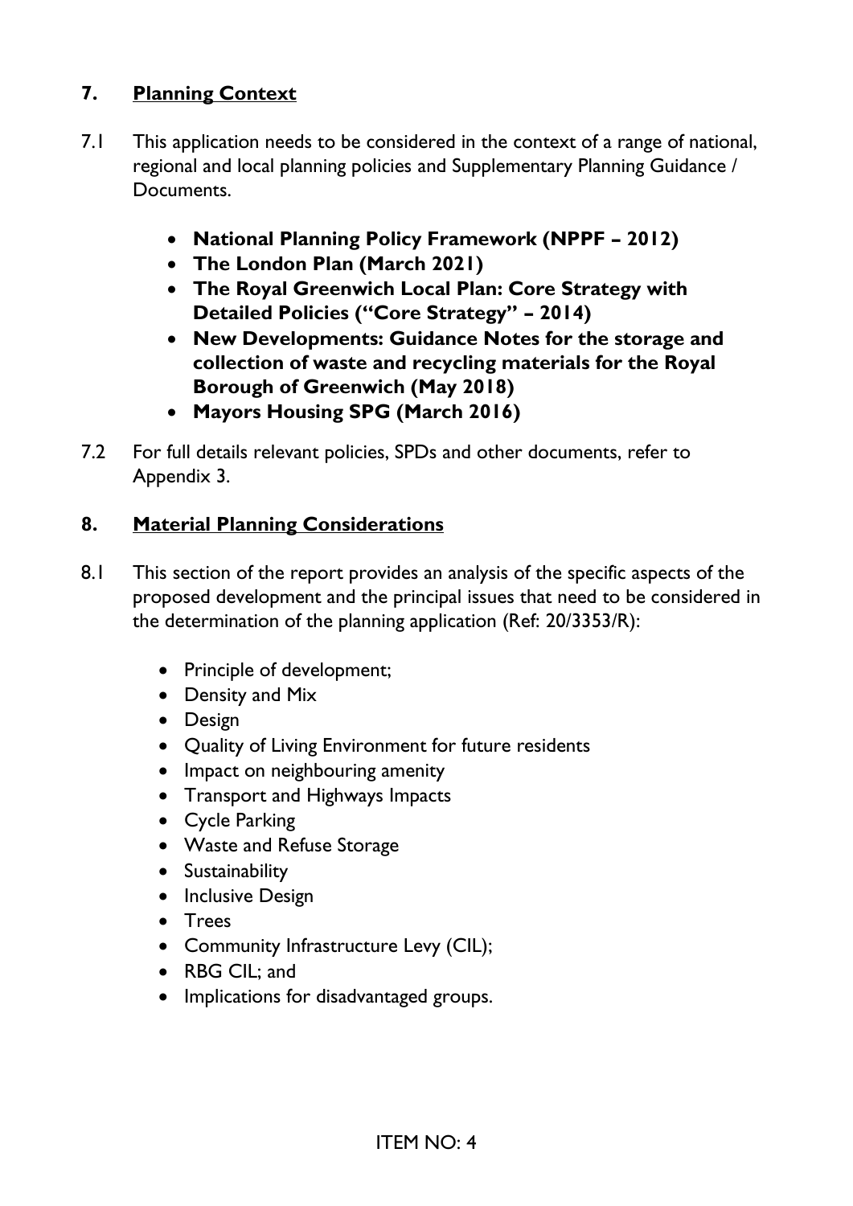## 7. Planning Context

7.1 This application needs to be considered in the context of a range of national, regional and local planning policies and Supplementary Planning Guidance / Documents.

- **National Planning Policy Framework (NPPF – 2012)**
- **The London Plan (March 2021)**
- **The Royal Greenwich Local Plan: Core Strategy with Detailed Policies ("Core Strategy" – 2014)**
- **New Developments: Guidance Notes for the storage and collection of waste and recycling materials for the Royal Borough of Greenwich (May 2018)**
- **Mayors Housing SPG (March 2016)**

7.2 For full details relevant policies, SPDs and other documents, refer to Appendix 3.

## 8. Material Planning Considerations

8.1 This section of the report provides an analysis of the specific aspects of the proposed development and the principal issues that need to be considered in the determination of the planning application (Ref: 20/3353/R):

- Principle of development;
- Density and Mix
- Design
- Quality of Living Environment for future residents
- Impact on neighbouring amenity
- Transport and Highways Impacts
- Cycle Parking
- Waste and Refuse Storage
- Sustainability
- Inclusive Design
- Trees
- Community Infrastructure Levy (CIL);
- RBG CIL; and
- Implications for disadvantaged groups.

ITEM NO: 4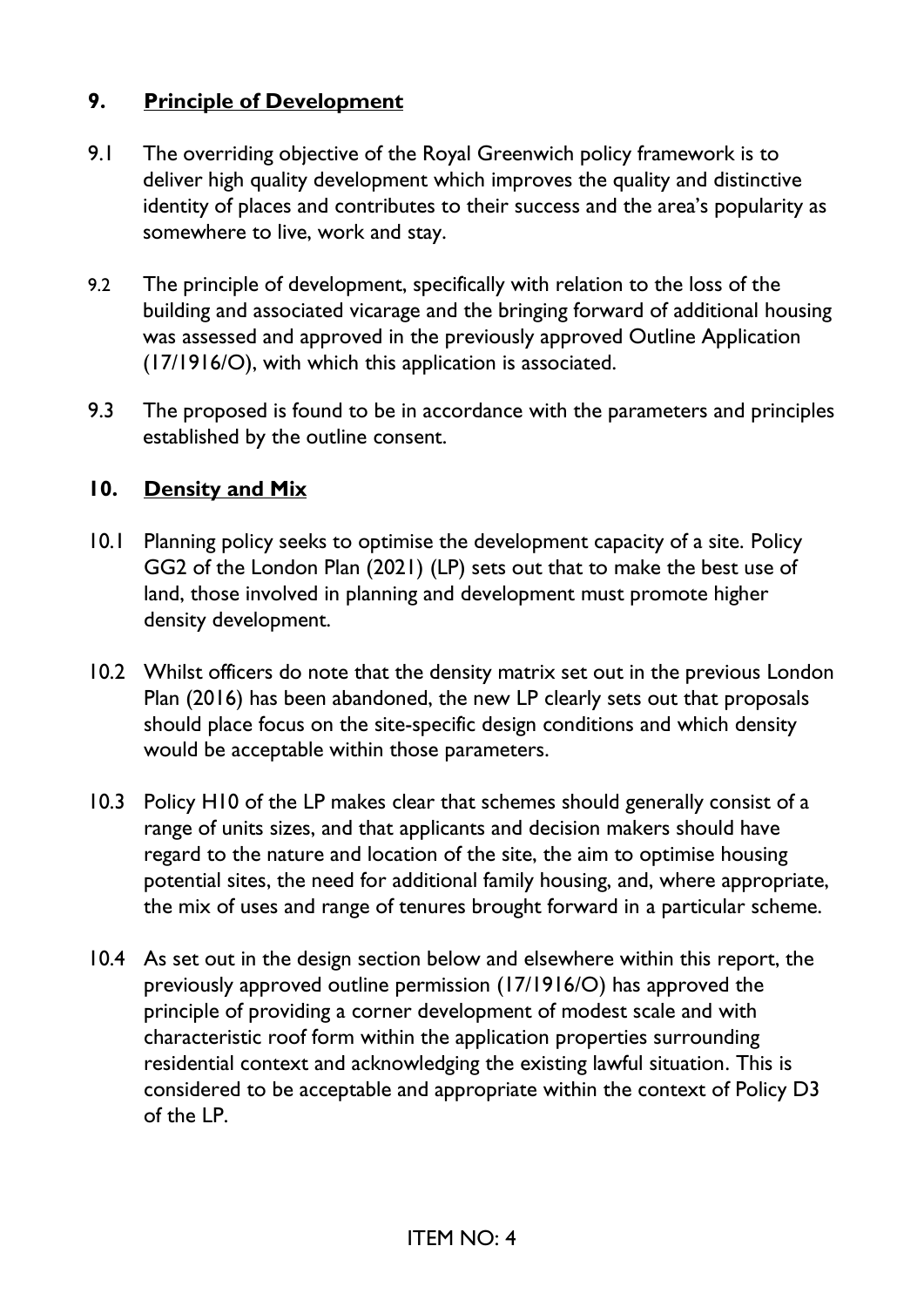## 9. Principle of Development

9.1 The overriding objective of the Royal Greenwich policy framework is to deliver high quality development which improves the quality and distinctive identity of places and contributes to their success and the area's popularity as somewhere to live, work and stay.

9.2 The principle of development, specifically with relation to the loss of the building and associated vicarage and the bringing forward of additional housing was assessed and approved in the previously approved Outline Application (17/1916/O), with which this application is associated.

9.3 The proposed is found to be in accordance with the parameters and principles established by the outline consent.

## 10. Density and Mix

10.1 Planning policy seeks to optimise the development capacity of a site. Policy GG2 of the London Plan (2021) (LP) sets out that to make the best use of land, those involved in planning and development must promote higher density development.

10.2 Whilst officers do note that the density matrix set out in the previous London Plan (2016) has been abandoned, the new LP clearly sets out that proposals should place focus on the site-specific design conditions and which density would be acceptable within those parameters.

10.3 Policy H10 of the LP makes clear that schemes should generally consist of a range of units sizes, and that applicants and decision makers should have regard to the nature and location of the site, the aim to optimise housing potential sites, the need for additional family housing, and, where appropriate, the mix of uses and range of tenures brought forward in a particular scheme.

10.4 As set out in the design section below and elsewhere within this report, the previously approved outline permission (17/1916/O) has approved the principle of providing a corner development of modest scale and with characteristic roof form within the application properties surrounding residential context and acknowledging the existing lawful situation. This is considered to be acceptable and appropriate within the context of Policy D3 of the LP.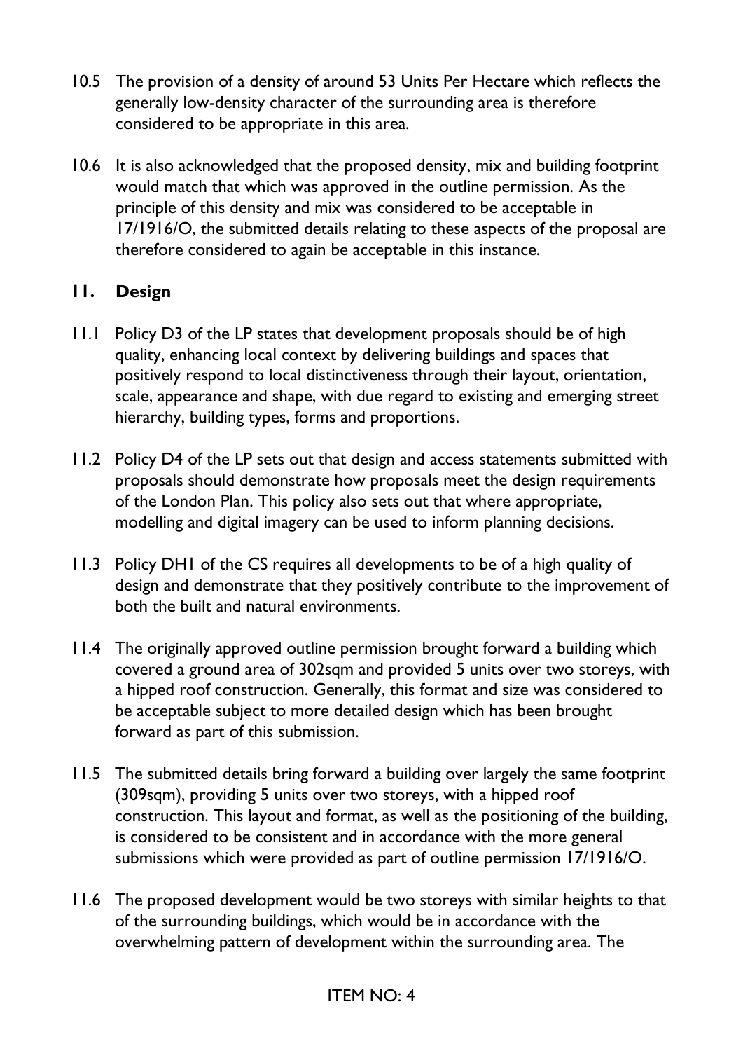10.5 The provision of a density of around 53 Units Per Hectare which reflects the generally low-density character of the surrounding area is therefore considered to be appropriate in this area.

10.6 It is also acknowledged that the proposed density, mix and building footprint would match that which was approved in the outline permission. As the principle of this density and mix was considered to be acceptable in 17/1916/O, the submitted details relating to these aspects of the proposal are therefore considered to again be acceptable in this instance.

## 11. <u>Design</u>

11.1 Policy D3 of the LP states that development proposals should be of high quality, enhancing local context by delivering buildings and spaces that positively respond to local distinctiveness through their layout, orientation, scale, appearance and shape, with due regard to existing and emerging street hierarchy, building types, forms and proportions.

11.2 Policy D4 of the LP sets out that design and access statements submitted with proposals should demonstrate how proposals meet the design requirements of the London Plan. This policy also sets out that where appropriate, modelling and digital imagery can be used to inform planning decisions.

11.3 Policy DH1 of the CS requires all developments to be of a high quality of design and demonstrate that they positively contribute to the improvement of both the built and natural environments.

11.4 The originally approved outline permission brought forward a building which covered a ground area of 302sqm and provided 5 units over two storeys, with a hipped roof construction. Generally, this format and size was considered to be acceptable subject to more detailed design which has been brought forward as part of this submission.

11.5 The submitted details bring forward a building over largely the same footprint (309sqm), providing 5 units over two storeys, with a hipped roof construction. This layout and format, as well as the positioning of the building, is considered to be consistent and in accordance with the more general submissions which were provided as part of outline permission 17/1916/O.

11.6 The proposed development would be two storeys with similar heights to that of the surrounding buildings, which would be in accordance with the overwhelming pattern of development within the surrounding area. The

ITEM NO: 4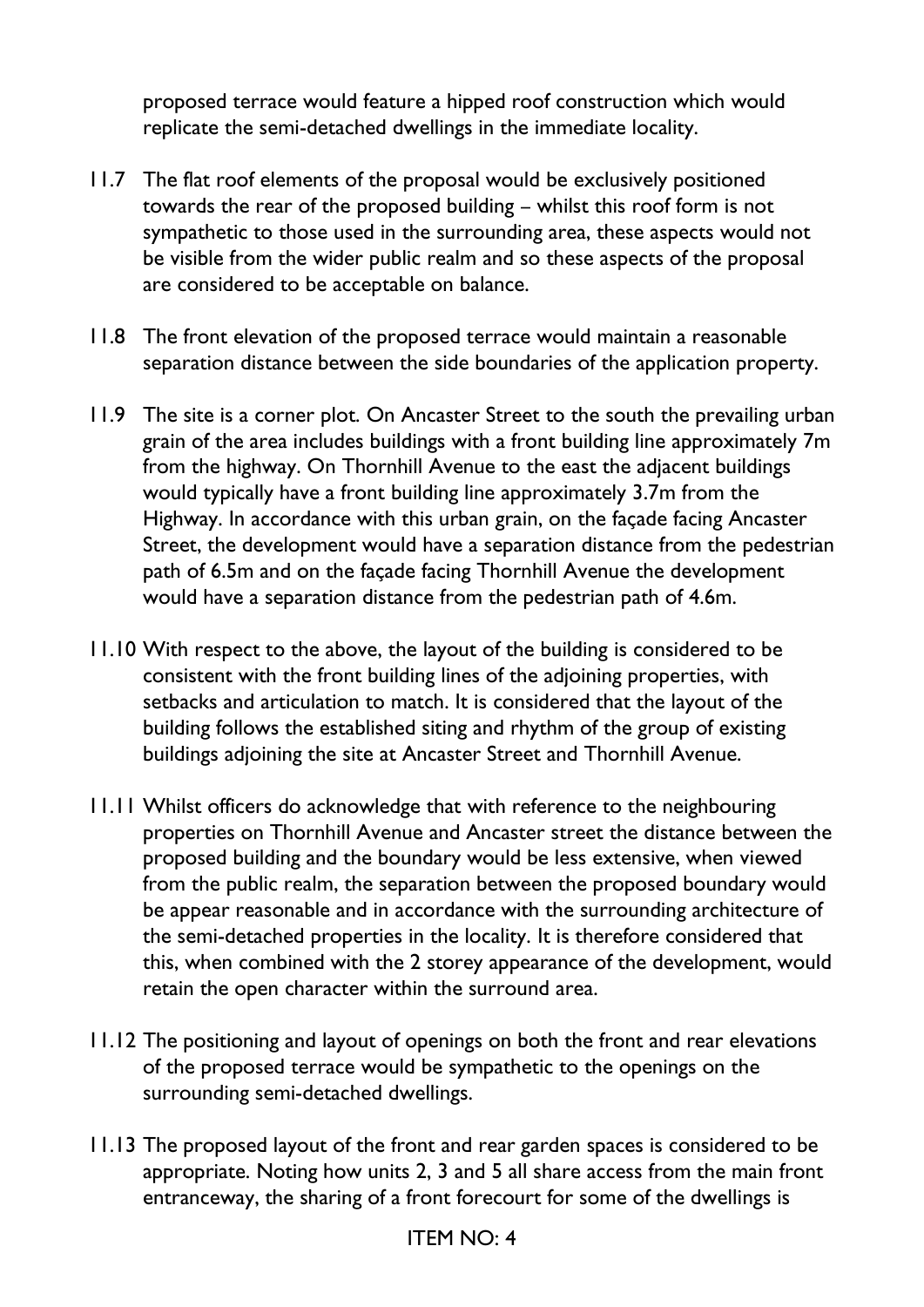proposed terrace would feature a hipped roof construction which would replicate the semi-detached dwellings in the immediate locality.

11.7 The flat roof elements of the proposal would be exclusively positioned towards the rear of the proposed building – whilst this roof form is not sympathetic to those used in the surrounding area, these aspects would not be visible from the wider public realm and so these aspects of the proposal are considered to be acceptable on balance.

11.8 The front elevation of the proposed terrace would maintain a reasonable separation distance between the side boundaries of the application property.

11.9 The site is a corner plot. On Ancaster Street to the south the prevailing urban grain of the area includes buildings with a front building line approximately 7m from the highway. On Thornhill Avenue to the east the adjacent buildings would typically have a front building line approximately 3.7m from the Highway. In accordance with this urban grain, on the façade facing Ancaster Street, the development would have a separation distance from the pedestrian path of 6.5m and on the façade facing Thornhill Avenue the development would have a separation distance from the pedestrian path of 4.6m.

11.10 With respect to the above, the layout of the building is considered to be consistent with the front building lines of the adjoining properties, with setbacks and articulation to match. It is considered that the layout of the building follows the established siting and rhythm of the group of existing buildings adjoining the site at Ancaster Street and Thornhill Avenue.

11.11 Whilst officers do acknowledge that with reference to the neighbouring properties on Thornhill Avenue and Ancaster street the distance between the proposed building and the boundary would be less extensive, when viewed from the public realm, the separation between the proposed boundary would be appear reasonable and in accordance with the surrounding architecture of the semi-detached properties in the locality. It is therefore considered that this, when combined with the 2 storey appearance of the development, would retain the open character within the surround area.

11.12 The positioning and layout of openings on both the front and rear elevations of the proposed terrace would be sympathetic to the openings on the surrounding semi-detached dwellings.

11.13 The proposed layout of the front and rear garden spaces is considered to be appropriate. Noting how units 2, 3 and 5 all share access from the main front entranceway, the sharing of a front forecourt for some of the dwellings is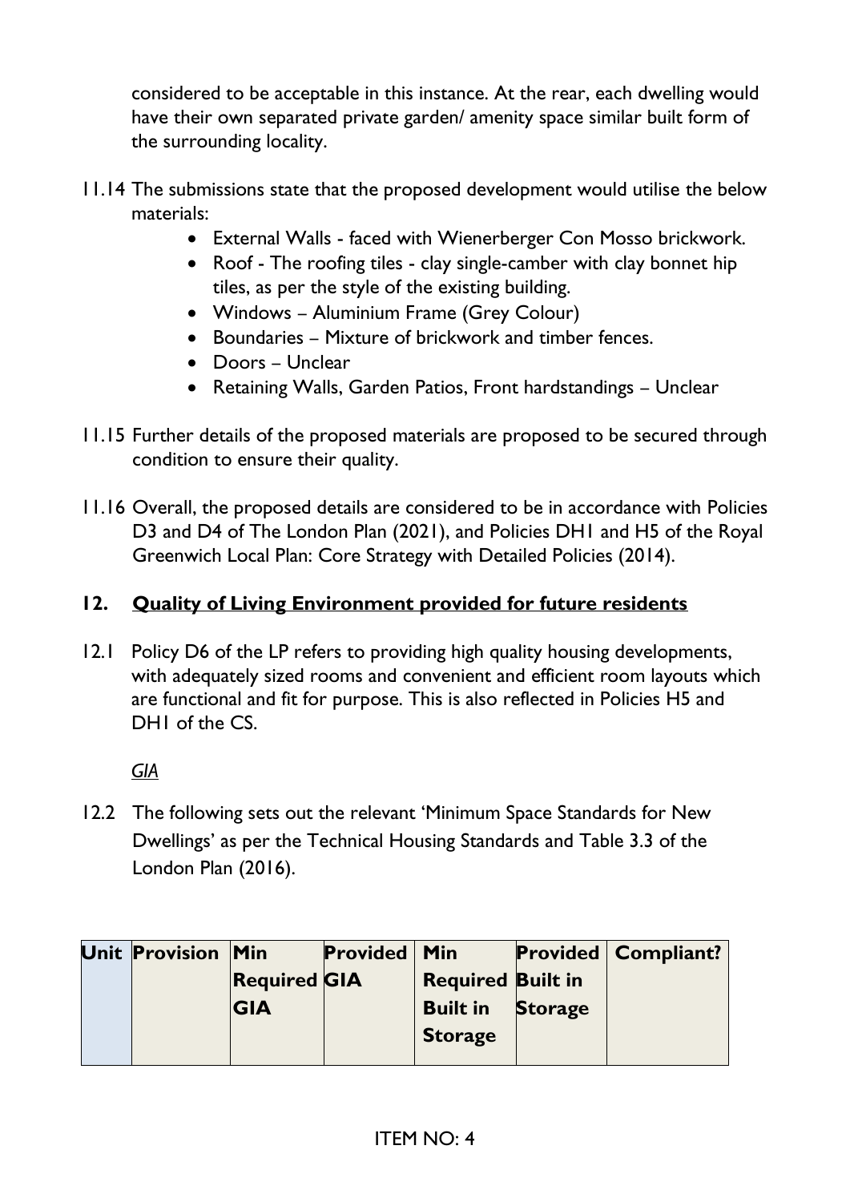considered to be acceptable in this instance. At the rear, each dwelling would have their own separated private garden/ amenity space similar built form of the surrounding locality.

11.14 The submissions state that the proposed development would utilise the below materials:

- External Walls - faced with Wienerberger Con Mosso brickwork.
- Roof - The roofing tiles - clay single-camber with clay bonnet hip tiles, as per the style of the existing building.
- Windows – Aluminium Frame (Grey Colour)
- Boundaries – Mixture of brickwork and timber fences.
- Doors – Unclear
- Retaining Walls, Garden Patios, Front hardstandings – Unclear

11.15 Further details of the proposed materials are proposed to be secured through condition to ensure their quality.

11.16 Overall, the proposed details are considered to be in accordance with Policies D3 and D4 of The London Plan (2021), and Policies DH1 and H5 of the Royal Greenwich Local Plan: Core Strategy with Detailed Policies (2014).

## 12. Quality of Living Environment provided for future residents

12.1 Policy D6 of the LP refers to providing high quality housing developments, with adequately sized rooms and convenient and efficient room layouts which are functional and fit for purpose. This is also reflected in Policies H5 and DH1 of the CS.

*GIA*

12.2 The following sets out the relevant 'Minimum Space Standards for New Dwellings' as per the Technical Housing Standards and Table 3.3 of the London Plan (2016).

| Unit | Provision | Min Required GIA | Provided GIA | Min Required Built in Storage | Provided Built in Storage | Compliant? |
|---|---|---|---|---|---|---|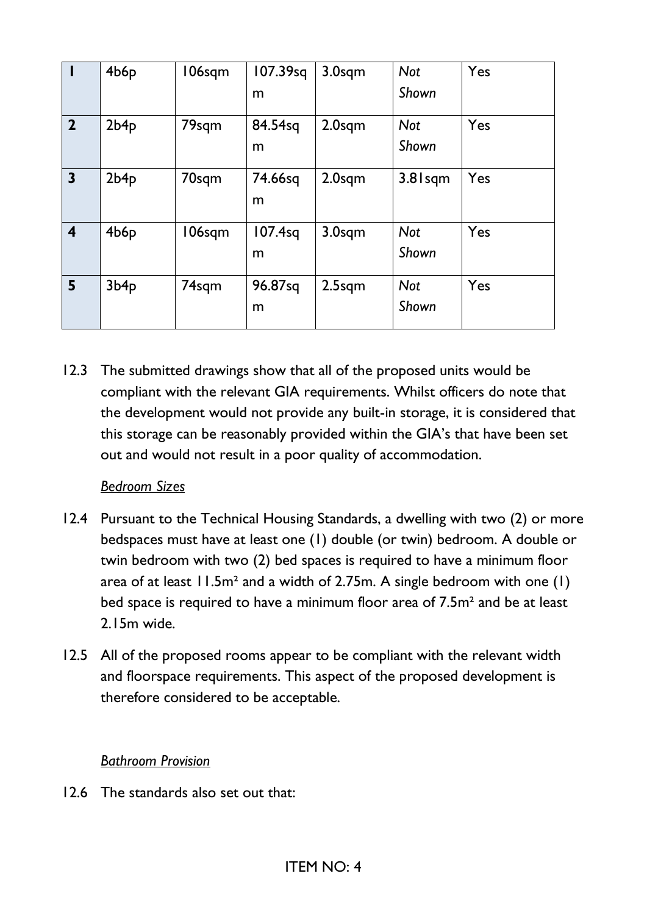| 1 | 4b6p | 106sqm | 107.39sqm | 3.0sqm | *Not Shown* | Yes |
|---|---|---|---|---|---|---|
| 2 | 2b4p | 79sqm | 84.54sqm | 2.0sqm | *Not Shown* | Yes |
| 3 | 2b4p | 70sqm | 74.66sqm | 2.0sqm | 3.81sqm | Yes |
| 4 | 4b6p | 106sqm | 107.4sqm | 3.0sqm | *Not Shown* | Yes |
| 5 | 3b4p | 74sqm | 96.87sqm | 2.5sqm | *Not Shown* | Yes |

12.3 The submitted drawings show that all of the proposed units would be compliant with the relevant GIA requirements. Whilst officers do note that the development would not provide any built-in storage, it is considered that this storage can be reasonably provided within the GIA's that have been set out and would not result in a poor quality of accommodation.

*Bedroom Sizes*

12.4 Pursuant to the Technical Housing Standards, a dwelling with two (2) or more bedspaces must have at least one (1) double (or twin) bedroom. A double or twin bedroom with two (2) bed spaces is required to have a minimum floor area of at least 11.5m² and a width of 2.75m. A single bedroom with one (1) bed space is required to have a minimum floor area of 7.5m² and be at least 2.15m wide.

12.5 All of the proposed rooms appear to be compliant with the relevant width and floorspace requirements. This aspect of the proposed development is therefore considered to be acceptable.

*Bathroom Provision*

12.6 The standards also set out that: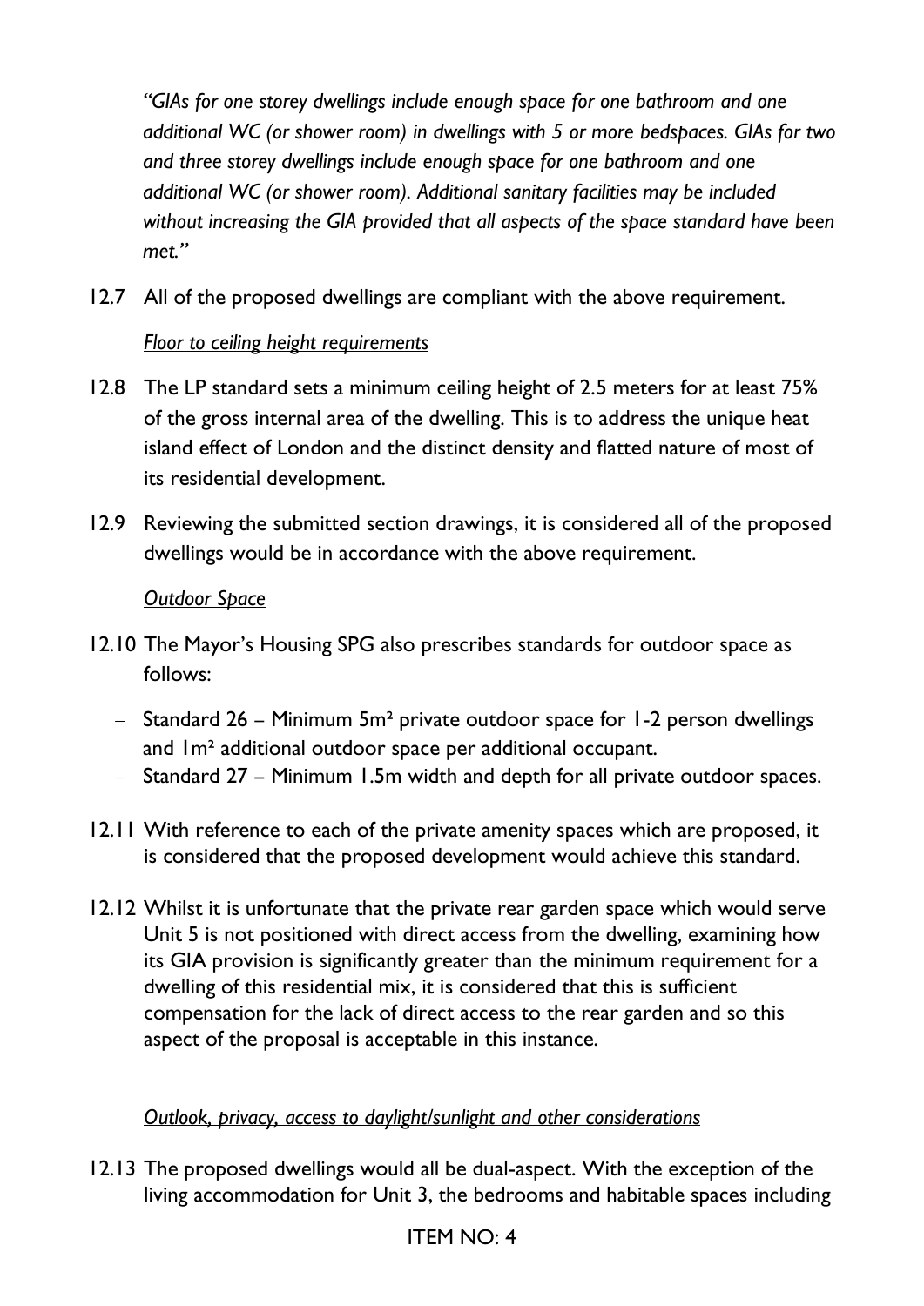*"GIAs for one storey dwellings include enough space for one bathroom and one additional WC (or shower room) in dwellings with 5 or more bedspaces. GIAs for two and three storey dwellings include enough space for one bathroom and one additional WC (or shower room). Additional sanitary facilities may be included without increasing the GIA provided that all aspects of the space standard have been met."*

12.7 All of the proposed dwellings are compliant with the above requirement.

*Floor to ceiling height requirements*

12.8 The LP standard sets a minimum ceiling height of 2.5 meters for at least 75% of the gross internal area of the dwelling. This is to address the unique heat island effect of London and the distinct density and flatted nature of most of its residential development.

12.9 Reviewing the submitted section drawings, it is considered all of the proposed dwellings would be in accordance with the above requirement.

*Outdoor Space*

12.10 The Mayor's Housing SPG also prescribes standards for outdoor space as follows:

- Standard 26 – Minimum 5m² private outdoor space for 1-2 person dwellings and 1m² additional outdoor space per additional occupant.
- Standard 27 – Minimum 1.5m width and depth for all private outdoor spaces.

12.11 With reference to each of the private amenity spaces which are proposed, it is considered that the proposed development would achieve this standard.

12.12 Whilst it is unfortunate that the private rear garden space which would serve Unit 5 is not positioned with direct access from the dwelling, examining how its GIA provision is significantly greater than the minimum requirement for a dwelling of this residential mix, it is considered that this is sufficient compensation for the lack of direct access to the rear garden and so this aspect of the proposal is acceptable in this instance.

*Outlook, privacy, access to daylight/sunlight and other considerations*

12.13 The proposed dwellings would all be dual-aspect. With the exception of the living accommodation for Unit 3, the bedrooms and habitable spaces including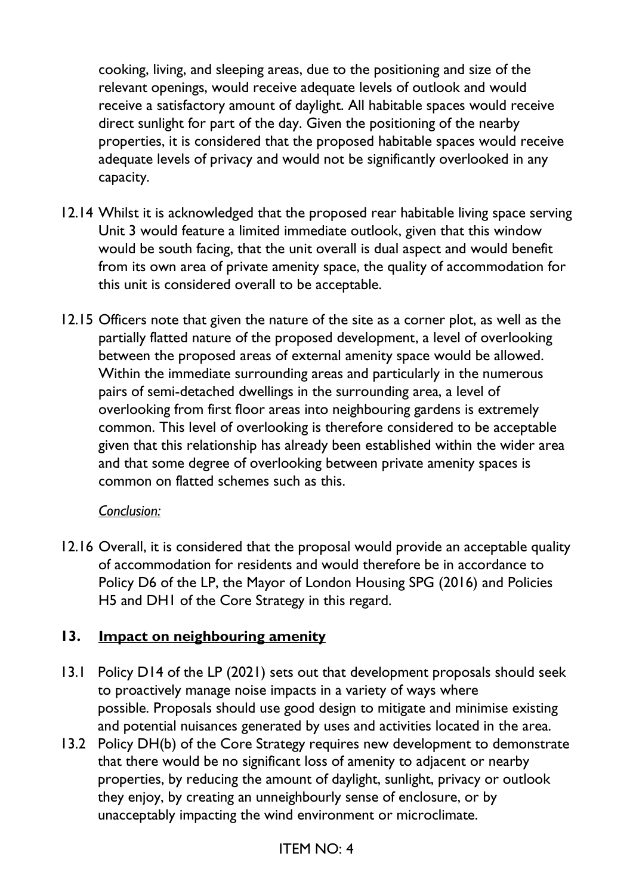cooking, living, and sleeping areas, due to the positioning and size of the relevant openings, would receive adequate levels of outlook and would receive a satisfactory amount of daylight. All habitable spaces would receive direct sunlight for part of the day. Given the positioning of the nearby properties, it is considered that the proposed habitable spaces would receive adequate levels of privacy and would not be significantly overlooked in any capacity.

12.14 Whilst it is acknowledged that the proposed rear habitable living space serving Unit 3 would feature a limited immediate outlook, given that this window would be south facing, that the unit overall is dual aspect and would benefit from its own area of private amenity space, the quality of accommodation for this unit is considered overall to be acceptable.

12.15 Officers note that given the nature of the site as a corner plot, as well as the partially flatted nature of the proposed development, a level of overlooking between the proposed areas of external amenity space would be allowed. Within the immediate surrounding areas and particularly in the numerous pairs of semi-detached dwellings in the surrounding area, a level of overlooking from first floor areas into neighbouring gardens is extremely common. This level of overlooking is therefore considered to be acceptable given that this relationship has already been established within the wider area and that some degree of overlooking between private amenity spaces is common on flatted schemes such as this.

*Conclusion:*

12.16 Overall, it is considered that the proposal would provide an acceptable quality of accommodation for residents and would therefore be in accordance to Policy D6 of the LP, the Mayor of London Housing SPG (2016) and Policies H5 and DH1 of the Core Strategy in this regard.

## 13. Impact on neighbouring amenity

13.1 Policy D14 of the LP (2021) sets out that development proposals should seek to proactively manage noise impacts in a variety of ways where possible. Proposals should use good design to mitigate and minimise existing and potential nuisances generated by uses and activities located in the area.

13.2 Policy DH(b) of the Core Strategy requires new development to demonstrate that there would be no significant loss of amenity to adjacent or nearby properties, by reducing the amount of daylight, sunlight, privacy or outlook they enjoy, by creating an unneighbourly sense of enclosure, or by unacceptably impacting the wind environment or microclimate.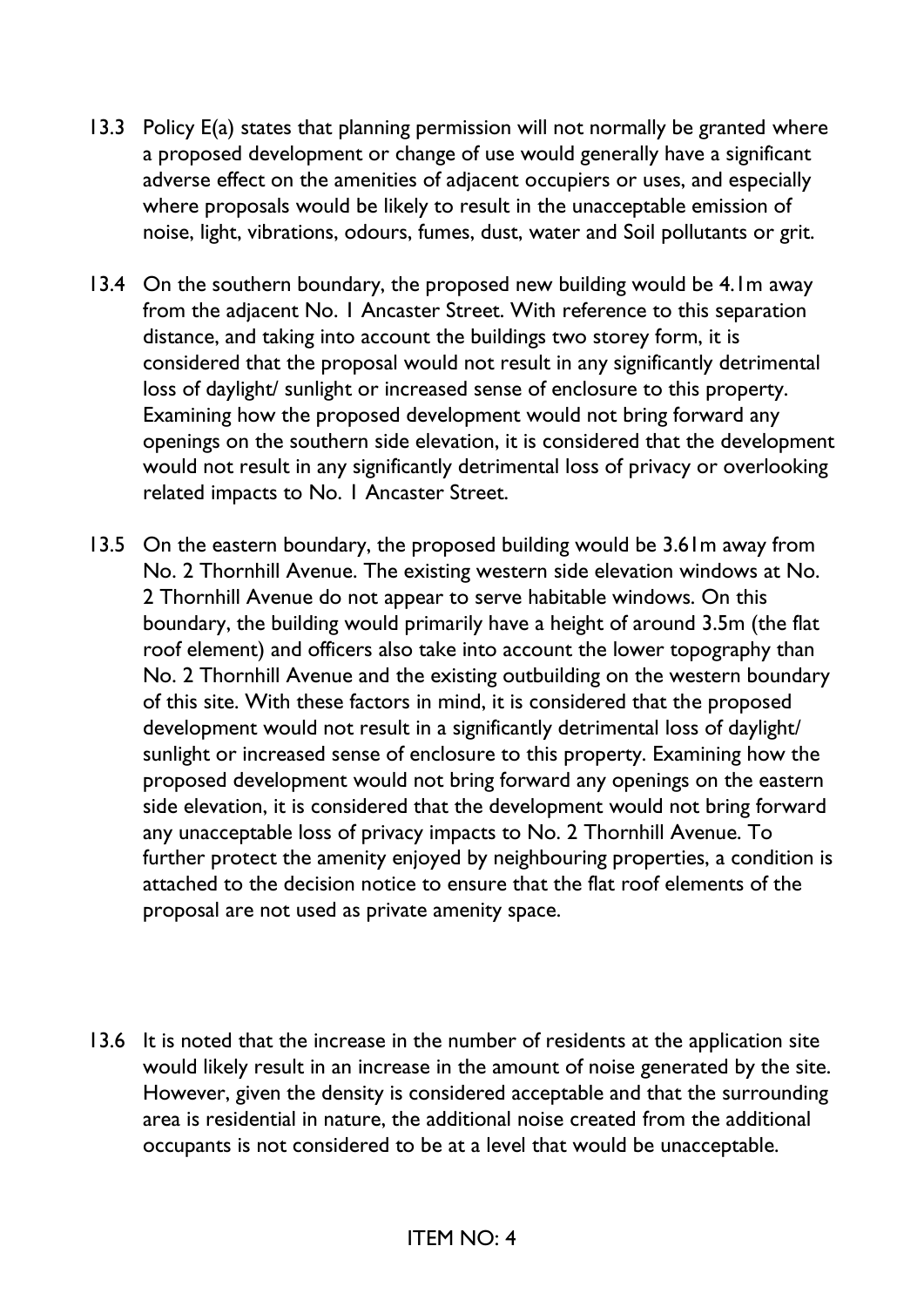13.3 Policy E(a) states that planning permission will not normally be granted where a proposed development or change of use would generally have a significant adverse effect on the amenities of adjacent occupiers or uses, and especially where proposals would be likely to result in the unacceptable emission of noise, light, vibrations, odours, fumes, dust, water and Soil pollutants or grit.

13.4 On the southern boundary, the proposed new building would be 4.1m away from the adjacent No. 1 Ancaster Street. With reference to this separation distance, and taking into account the buildings two storey form, it is considered that the proposal would not result in any significantly detrimental loss of daylight/ sunlight or increased sense of enclosure to this property. Examining how the proposed development would not bring forward any openings on the southern side elevation, it is considered that the development would not result in any significantly detrimental loss of privacy or overlooking related impacts to No. 1 Ancaster Street.

13.5 On the eastern boundary, the proposed building would be 3.61m away from No. 2 Thornhill Avenue. The existing western side elevation windows at No. 2 Thornhill Avenue do not appear to serve habitable windows. On this boundary, the building would primarily have a height of around 3.5m (the flat roof element) and officers also take into account the lower topography than No. 2 Thornhill Avenue and the existing outbuilding on the western boundary of this site. With these factors in mind, it is considered that the proposed development would not result in a significantly detrimental loss of daylight/ sunlight or increased sense of enclosure to this property. Examining how the proposed development would not bring forward any openings on the eastern side elevation, it is considered that the development would not bring forward any unacceptable loss of privacy impacts to No. 2 Thornhill Avenue. To further protect the amenity enjoyed by neighbouring properties, a condition is attached to the decision notice to ensure that the flat roof elements of the proposal are not used as private amenity space.

13.6 It is noted that the increase in the number of residents at the application site would likely result in an increase in the amount of noise generated by the site. However, given the density is considered acceptable and that the surrounding area is residential in nature, the additional noise created from the additional occupants is not considered to be at a level that would be unacceptable.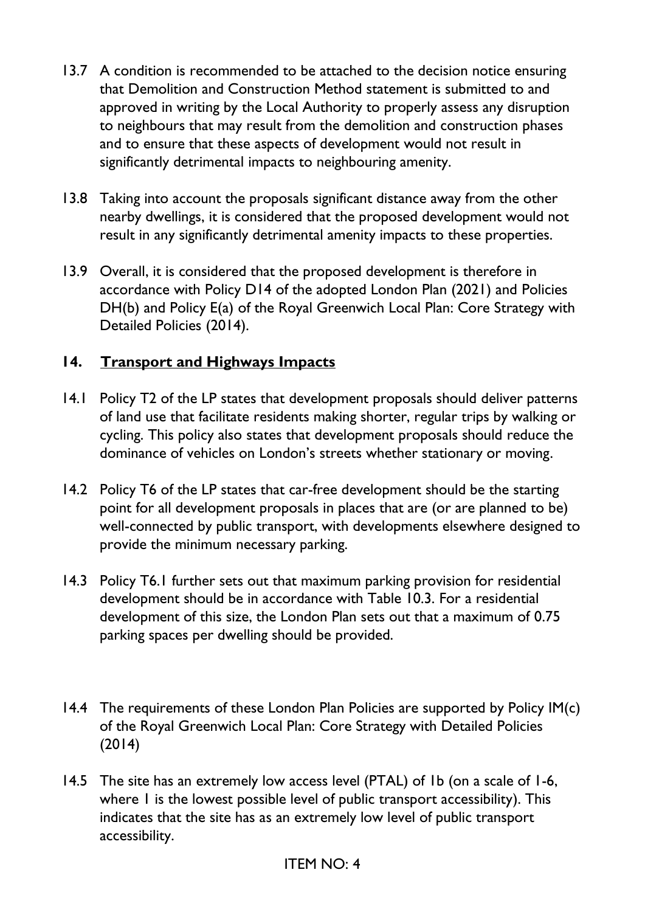13.7 A condition is recommended to be attached to the decision notice ensuring that Demolition and Construction Method statement is submitted to and approved in writing by the Local Authority to properly assess any disruption to neighbours that may result from the demolition and construction phases and to ensure that these aspects of development would not result in significantly detrimental impacts to neighbouring amenity.

13.8 Taking into account the proposals significant distance away from the other nearby dwellings, it is considered that the proposed development would not result in any significantly detrimental amenity impacts to these properties.

13.9 Overall, it is considered that the proposed development is therefore in accordance with Policy D14 of the adopted London Plan (2021) and Policies DH(b) and Policy E(a) of the Royal Greenwich Local Plan: Core Strategy with Detailed Policies (2014).

## 14. <u>Transport and Highways Impacts</u>

14.1 Policy T2 of the LP states that development proposals should deliver patterns of land use that facilitate residents making shorter, regular trips by walking or cycling. This policy also states that development proposals should reduce the dominance of vehicles on London's streets whether stationary or moving.

14.2 Policy T6 of the LP states that car-free development should be the starting point for all development proposals in places that are (or are planned to be) well-connected by public transport, with developments elsewhere designed to provide the minimum necessary parking.

14.3 Policy T6.1 further sets out that maximum parking provision for residential development should be in accordance with Table 10.3. For a residential development of this size, the London Plan sets out that a maximum of 0.75 parking spaces per dwelling should be provided.

14.4 The requirements of these London Plan Policies are supported by Policy IM(c) of the Royal Greenwich Local Plan: Core Strategy with Detailed Policies (2014)

14.5 The site has an extremely low access level (PTAL) of 1b (on a scale of 1-6, where 1 is the lowest possible level of public transport accessibility). This indicates that the site has as an extremely low level of public transport accessibility.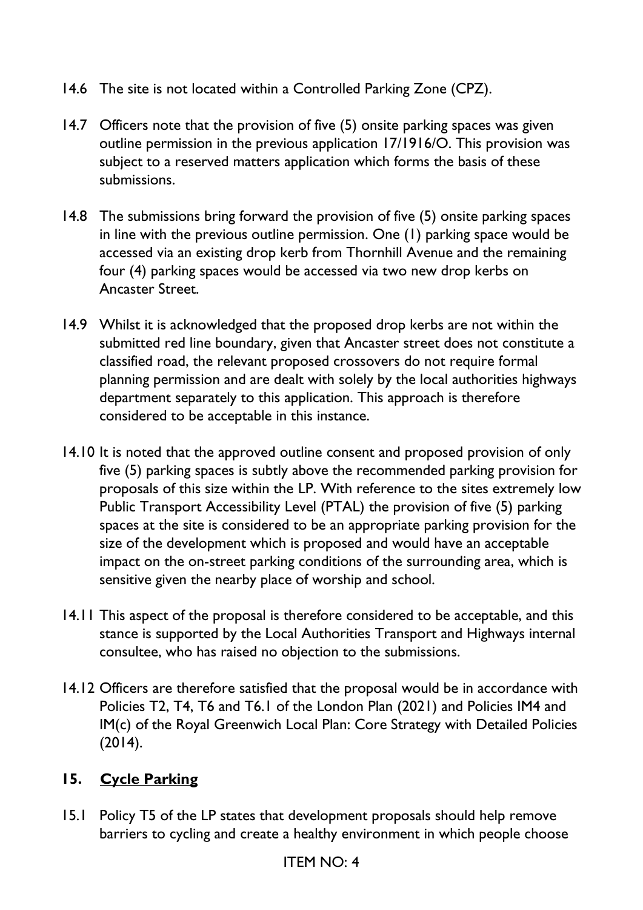14.6 The site is not located within a Controlled Parking Zone (CPZ).

14.7 Officers note that the provision of five (5) onsite parking spaces was given outline permission in the previous application 17/1916/O. This provision was subject to a reserved matters application which forms the basis of these submissions.

14.8 The submissions bring forward the provision of five (5) onsite parking spaces in line with the previous outline permission. One (1) parking space would be accessed via an existing drop kerb from Thornhill Avenue and the remaining four (4) parking spaces would be accessed via two new drop kerbs on Ancaster Street.

14.9 Whilst it is acknowledged that the proposed drop kerbs are not within the submitted red line boundary, given that Ancaster street does not constitute a classified road, the relevant proposed crossovers do not require formal planning permission and are dealt with solely by the local authorities highways department separately to this application. This approach is therefore considered to be acceptable in this instance.

14.10 It is noted that the approved outline consent and proposed provision of only five (5) parking spaces is subtly above the recommended parking provision for proposals of this size within the LP. With reference to the sites extremely low Public Transport Accessibility Level (PTAL) the provision of five (5) parking spaces at the site is considered to be an appropriate parking provision for the size of the development which is proposed and would have an acceptable impact on the on-street parking conditions of the surrounding area, which is sensitive given the nearby place of worship and school.

14.11 This aspect of the proposal is therefore considered to be acceptable, and this stance is supported by the Local Authorities Transport and Highways internal consultee, who has raised no objection to the submissions.

14.12 Officers are therefore satisfied that the proposal would be in accordance with Policies T2, T4, T6 and T6.1 of the London Plan (2021) and Policies IM4 and IM(c) of the Royal Greenwich Local Plan: Core Strategy with Detailed Policies (2014).

## 15. Cycle Parking

15.1 Policy T5 of the LP states that development proposals should help remove barriers to cycling and create a healthy environment in which people choose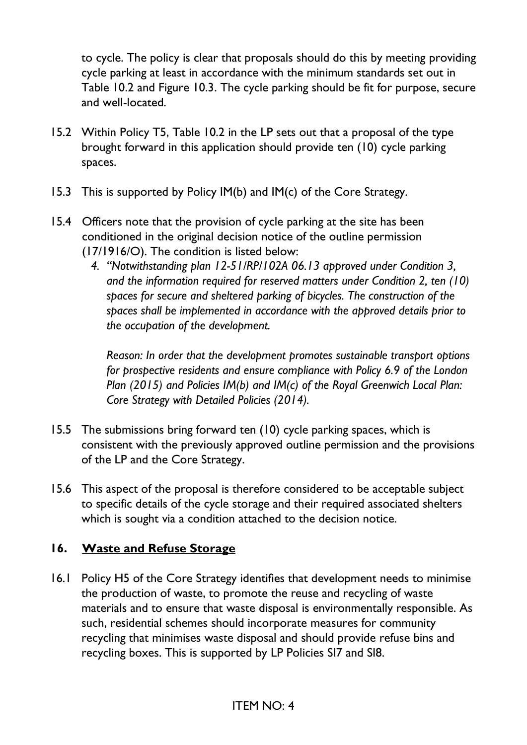to cycle. The policy is clear that proposals should do this by meeting providing cycle parking at least in accordance with the minimum standards set out in Table 10.2 and Figure 10.3. The cycle parking should be fit for purpose, secure and well-located.

15.2 Within Policy T5, Table 10.2 in the LP sets out that a proposal of the type brought forward in this application should provide ten (10) cycle parking spaces.

15.3 This is supported by Policy IM(b) and IM(c) of the Core Strategy.

15.4 Officers note that the provision of cycle parking at the site has been conditioned in the original decision notice of the outline permission (17/1916/O). The condition is listed below:

*4. "Notwithstanding plan 12-51/RP/102A 06.13 approved under Condition 3, and the information required for reserved matters under Condition 2, ten (10) spaces for secure and sheltered parking of bicycles. The construction of the spaces shall be implemented in accordance with the approved details prior to the occupation of the development.*

*Reason: In order that the development promotes sustainable transport options for prospective residents and ensure compliance with Policy 6.9 of the London Plan (2015) and Policies IM(b) and IM(c) of the Royal Greenwich Local Plan: Core Strategy with Detailed Policies (2014).*

15.5 The submissions bring forward ten (10) cycle parking spaces, which is consistent with the previously approved outline permission and the provisions of the LP and the Core Strategy.

15.6 This aspect of the proposal is therefore considered to be acceptable subject to specific details of the cycle storage and their required associated shelters which is sought via a condition attached to the decision notice.

## 16. <u>Waste and Refuse Storage</u>

16.1 Policy H5 of the Core Strategy identifies that development needs to minimise the production of waste, to promote the reuse and recycling of waste materials and to ensure that waste disposal is environmentally responsible. As such, residential schemes should incorporate measures for community recycling that minimises waste disposal and should provide refuse bins and recycling boxes. This is supported by LP Policies SI7 and SI8.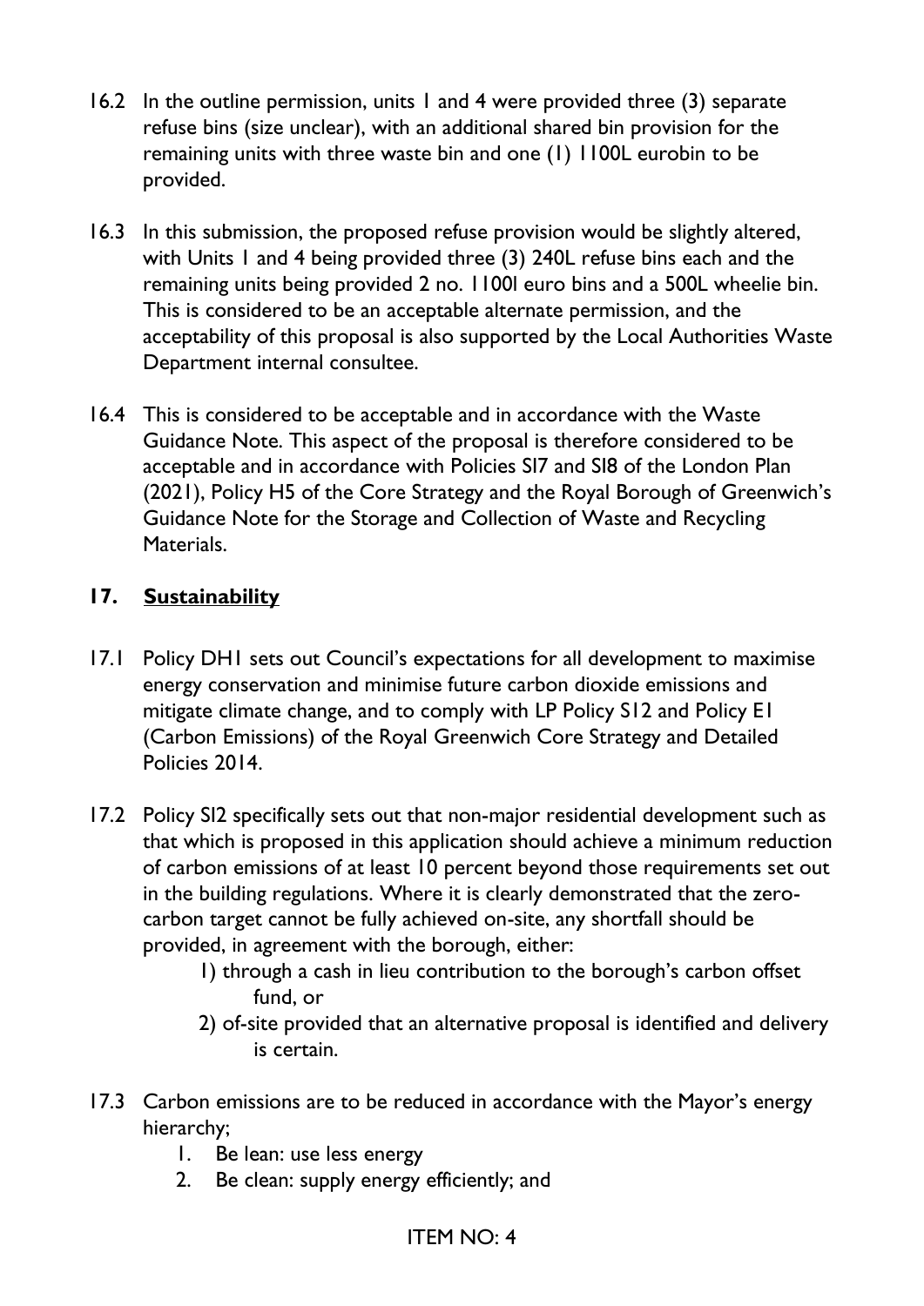16.2 In the outline permission, units 1 and 4 were provided three (3) separate refuse bins (size unclear), with an additional shared bin provision for the remaining units with three waste bin and one (1) 1100L eurobin to be provided.

16.3 In this submission, the proposed refuse provision would be slightly altered, with Units 1 and 4 being provided three (3) 240L refuse bins each and the remaining units being provided 2 no. 1100l euro bins and a 500L wheelie bin. This is considered to be an acceptable alternate permission, and the acceptability of this proposal is also supported by the Local Authorities Waste Department internal consultee.

16.4 This is considered to be acceptable and in accordance with the Waste Guidance Note. This aspect of the proposal is therefore considered to be acceptable and in accordance with Policies SI7 and SI8 of the London Plan (2021), Policy H5 of the Core Strategy and the Royal Borough of Greenwich's Guidance Note for the Storage and Collection of Waste and Recycling Materials.

## 17. Sustainability

17.1 Policy DH1 sets out Council's expectations for all development to maximise energy conservation and minimise future carbon dioxide emissions and mitigate climate change, and to comply with LP Policy S12 and Policy E1 (Carbon Emissions) of the Royal Greenwich Core Strategy and Detailed Policies 2014.

17.2 Policy SI2 specifically sets out that non-major residential development such as that which is proposed in this application should achieve a minimum reduction of carbon emissions of at least 10 percent beyond those requirements set out in the building regulations. Where it is clearly demonstrated that the zero-carbon target cannot be fully achieved on-site, any shortfall should be provided, in agreement with the borough, either:

1) through a cash in lieu contribution to the borough's carbon offset fund, or
2) of-site provided that an alternative proposal is identified and delivery is certain.

17.3 Carbon emissions are to be reduced in accordance with the Mayor's energy hierarchy;

1. Be lean: use less energy
2. Be clean: supply energy efficiently; and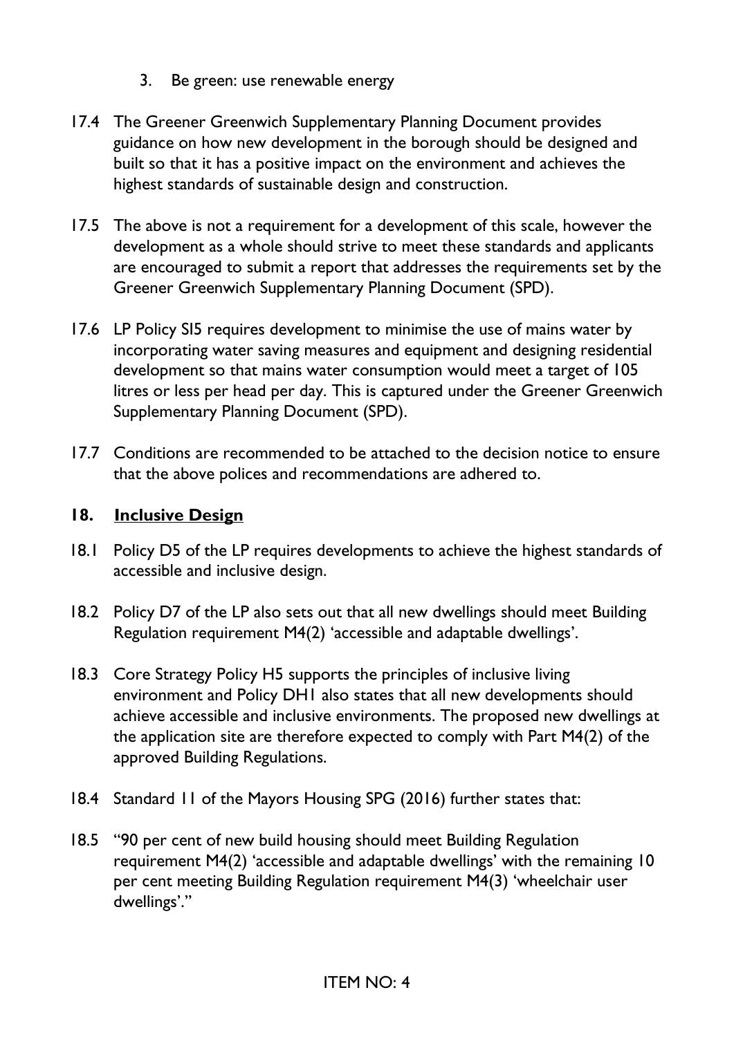3. Be green: use renewable energy

17.4 The Greener Greenwich Supplementary Planning Document provides guidance on how new development in the borough should be designed and built so that it has a positive impact on the environment and achieves the highest standards of sustainable design and construction.

17.5 The above is not a requirement for a development of this scale, however the development as a whole should strive to meet these standards and applicants are encouraged to submit a report that addresses the requirements set by the Greener Greenwich Supplementary Planning Document (SPD).

17.6 LP Policy SI5 requires development to minimise the use of mains water by incorporating water saving measures and equipment and designing residential development so that mains water consumption would meet a target of 105 litres or less per head per day. This is captured under the Greener Greenwich Supplementary Planning Document (SPD).

17.7 Conditions are recommended to be attached to the decision notice to ensure that the above polices and recommendations are adhered to.

## 18. <u>Inclusive Design</u>

18.1 Policy D5 of the LP requires developments to achieve the highest standards of accessible and inclusive design.

18.2 Policy D7 of the LP also sets out that all new dwellings should meet Building Regulation requirement M4(2) 'accessible and adaptable dwellings'.

18.3 Core Strategy Policy H5 supports the principles of inclusive living environment and Policy DH1 also states that all new developments should achieve accessible and inclusive environments. The proposed new dwellings at the application site are therefore expected to comply with Part M4(2) of the approved Building Regulations.

18.4 Standard 11 of the Mayors Housing SPG (2016) further states that:

18.5 "90 per cent of new build housing should meet Building Regulation requirement M4(2) 'accessible and adaptable dwellings' with the remaining 10 per cent meeting Building Regulation requirement M4(3) 'wheelchair user dwellings'."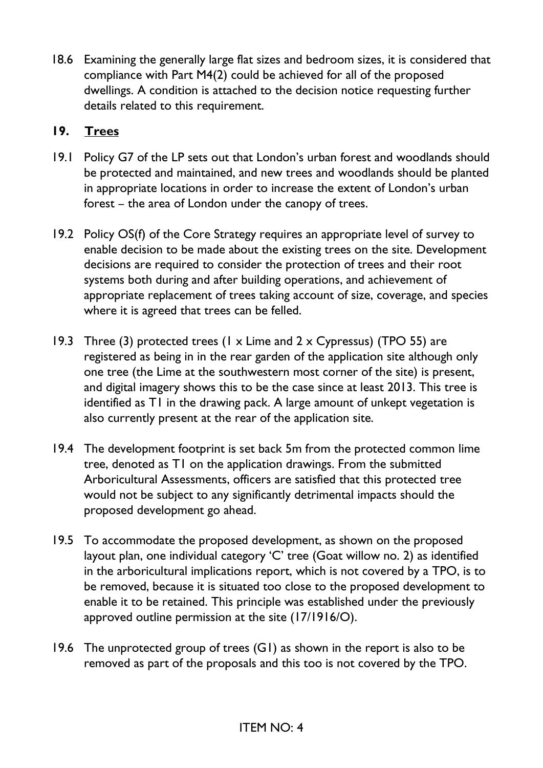18.6 Examining the generally large flat sizes and bedroom sizes, it is considered that compliance with Part M4(2) could be achieved for all of the proposed dwellings. A condition is attached to the decision notice requesting further details related to this requirement.

## 19. Trees

19.1 Policy G7 of the LP sets out that London's urban forest and woodlands should be protected and maintained, and new trees and woodlands should be planted in appropriate locations in order to increase the extent of London's urban forest – the area of London under the canopy of trees.

19.2 Policy OS(f) of the Core Strategy requires an appropriate level of survey to enable decision to be made about the existing trees on the site. Development decisions are required to consider the protection of trees and their root systems both during and after building operations, and achievement of appropriate replacement of trees taking account of size, coverage, and species where it is agreed that trees can be felled.

19.3 Three (3) protected trees (1 x Lime and 2 x Cypressus) (TPO 55) are registered as being in in the rear garden of the application site although only one tree (the Lime at the southwestern most corner of the site) is present, and digital imagery shows this to be the case since at least 2013. This tree is identified as T1 in the drawing pack. A large amount of unkept vegetation is also currently present at the rear of the application site.

19.4 The development footprint is set back 5m from the protected common lime tree, denoted as T1 on the application drawings. From the submitted Arboricultural Assessments, officers are satisfied that this protected tree would not be subject to any significantly detrimental impacts should the proposed development go ahead.

19.5 To accommodate the proposed development, as shown on the proposed layout plan, one individual category 'C' tree (Goat willow no. 2) as identified in the arboricultural implications report, which is not covered by a TPO, is to be removed, because it is situated too close to the proposed development to enable it to be retained. This principle was established under the previously approved outline permission at the site (17/1916/O).

19.6 The unprotected group of trees (G1) as shown in the report is also to be removed as part of the proposals and this too is not covered by the TPO.

ITEM NO: 4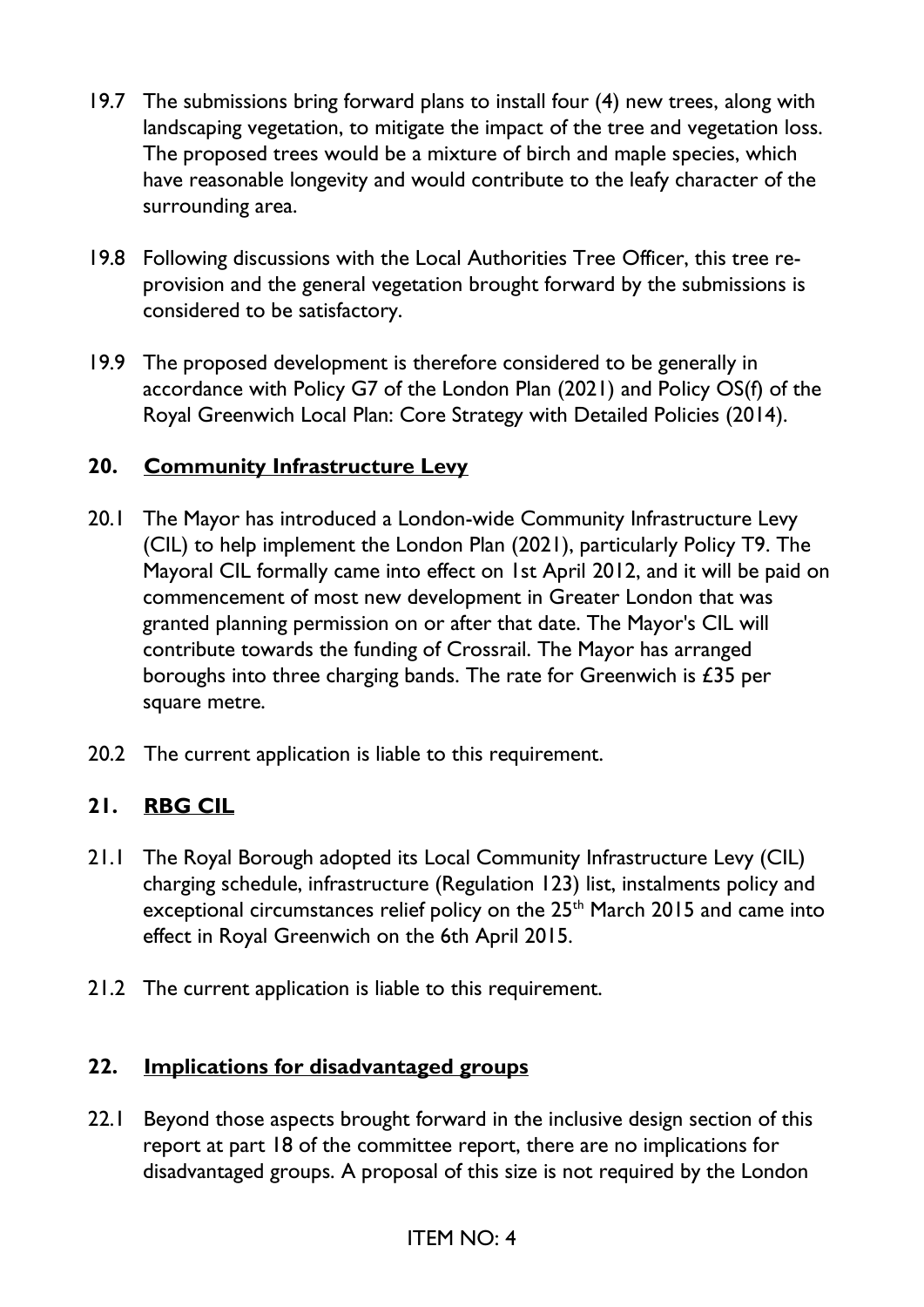19.7 The submissions bring forward plans to install four (4) new trees, along with landscaping vegetation, to mitigate the impact of the tree and vegetation loss. The proposed trees would be a mixture of birch and maple species, which have reasonable longevity and would contribute to the leafy character of the surrounding area.

19.8 Following discussions with the Local Authorities Tree Officer, this tree re-provision and the general vegetation brought forward by the submissions is considered to be satisfactory.

19.9 The proposed development is therefore considered to be generally in accordance with Policy G7 of the London Plan (2021) and Policy OS(f) of the Royal Greenwich Local Plan: Core Strategy with Detailed Policies (2014).

## 20. Community Infrastructure Levy

20.1 The Mayor has introduced a London-wide Community Infrastructure Levy (CIL) to help implement the London Plan (2021), particularly Policy T9. The Mayoral CIL formally came into effect on 1st April 2012, and it will be paid on commencement of most new development in Greater London that was granted planning permission on or after that date. The Mayor's CIL will contribute towards the funding of Crossrail. The Mayor has arranged boroughs into three charging bands. The rate for Greenwich is £35 per square metre.

20.2 The current application is liable to this requirement.

## 21. RBG CIL

21.1 The Royal Borough adopted its Local Community Infrastructure Levy (CIL) charging schedule, infrastructure (Regulation 123) list, instalments policy and exceptional circumstances relief policy on the 25th March 2015 and came into effect in Royal Greenwich on the 6th April 2015.

21.2 The current application is liable to this requirement.

## 22. Implications for disadvantaged groups

22.1 Beyond those aspects brought forward in the inclusive design section of this report at part 18 of the committee report, there are no implications for disadvantaged groups. A proposal of this size is not required by the London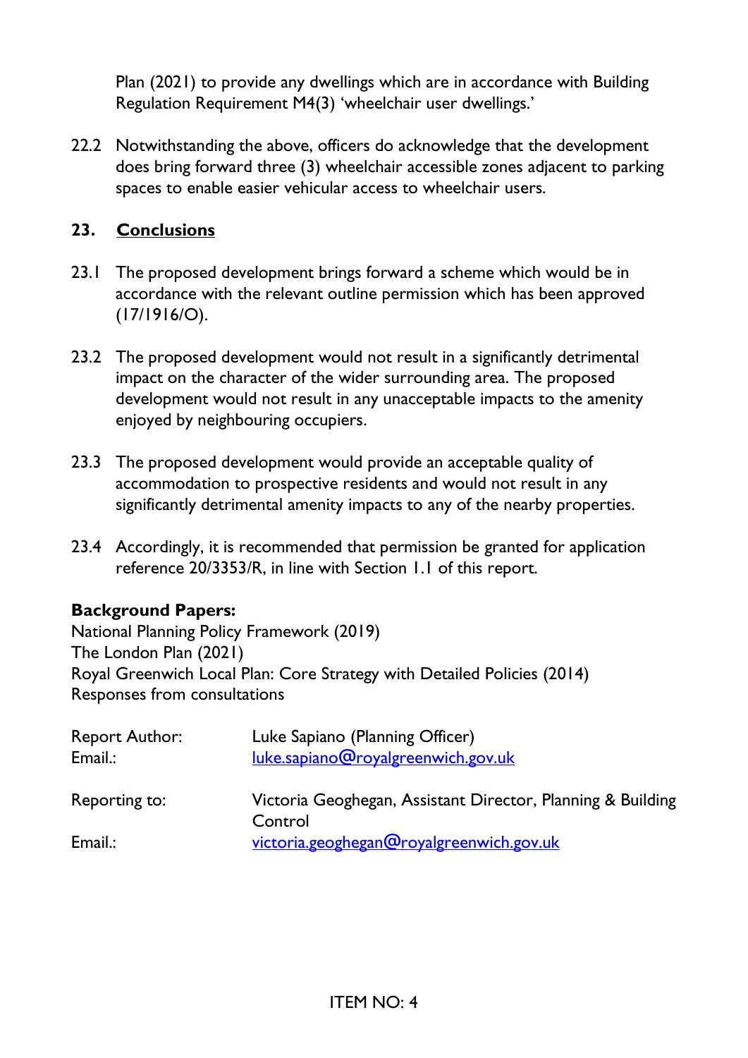Plan (2021) to provide any dwellings which are in accordance with Building Regulation Requirement M4(3) 'wheelchair user dwellings.'

22.2 Notwithstanding the above, officers do acknowledge that the development does bring forward three (3) wheelchair accessible zones adjacent to parking spaces to enable easier vehicular access to wheelchair users.

## 23. Conclusions

23.1 The proposed development brings forward a scheme which would be in accordance with the relevant outline permission which has been approved (17/1916/O).

23.2 The proposed development would not result in a significantly detrimental impact on the character of the wider surrounding area. The proposed development would not result in any unacceptable impacts to the amenity enjoyed by neighbouring occupiers.

23.3 The proposed development would provide an acceptable quality of accommodation to prospective residents and would not result in any significantly detrimental amenity impacts to any of the nearby properties.

23.4 Accordingly, it is recommended that permission be granted for application reference 20/3353/R, in line with Section 1.1 of this report.

**Background Papers:**
National Planning Policy Framework (2019)
The London Plan (2021)
Royal Greenwich Local Plan: Core Strategy with Detailed Policies (2014)
Responses from consultations

| | |
|---|---|
| Report Author: | Luke Sapiano (Planning Officer) |
| Email.: | luke.sapiano@royalgreenwich.gov.uk |
| Reporting to: | Victoria Geoghegan, Assistant Director, Planning & Building Control |
| Email.: | victoria.geoghegan@royalgreenwich.gov.uk |

ITEM NO: 4